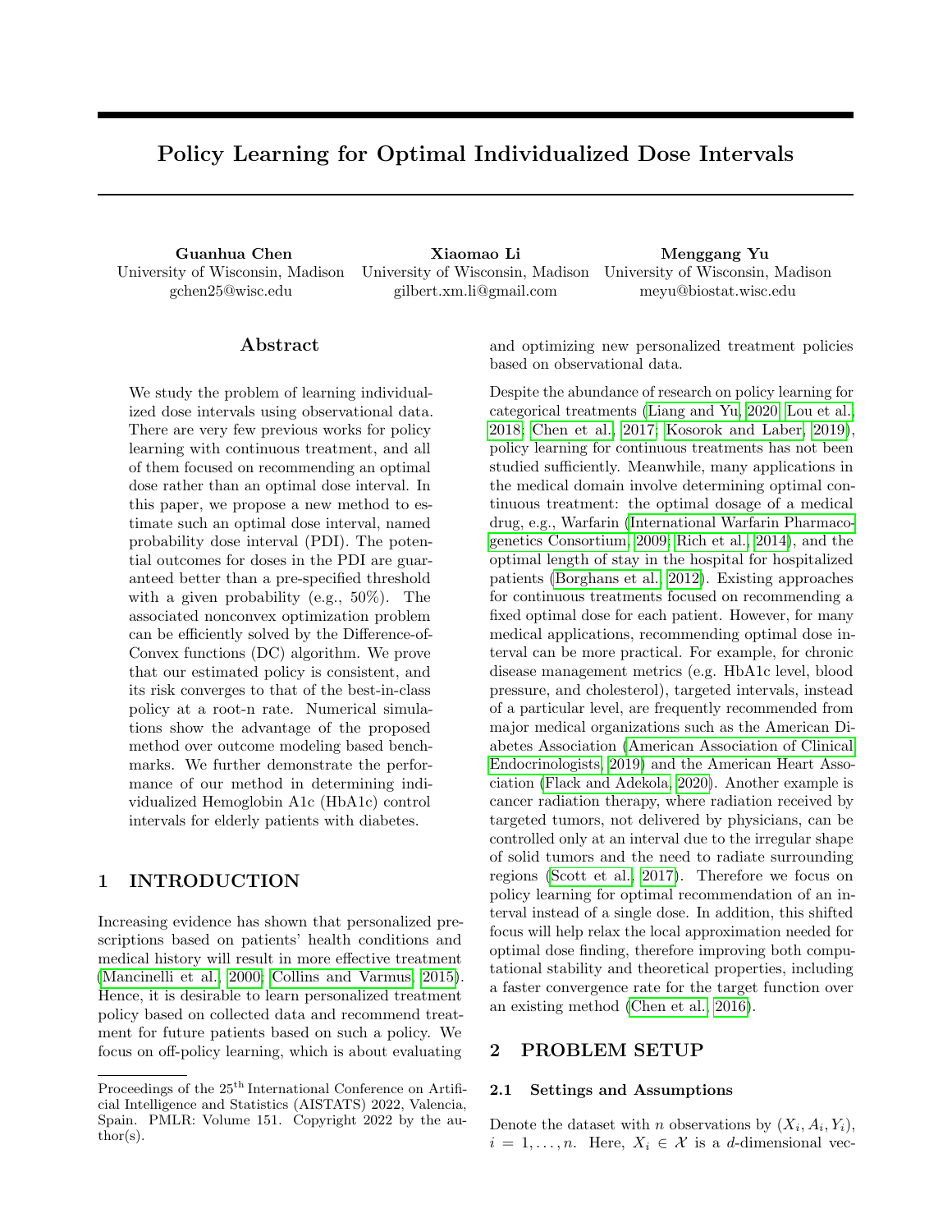# Policy Learning for Optimal Individualized Dose Intervals

**Guanhua Chen**
University of Wisconsin, Madison
gchen25@wisc.edu

**Xiaomao Li**
University of Wisconsin, Madison
gilbert.xm.li@gmail.com

**Menggang Yu**
University of Wisconsin, Madison
meyu@biostat.wisc.edu

## Abstract

We study the problem of learning individualized dose intervals using observational data. There are very few previous works for policy learning with continuous treatment, and all of them focused on recommending an optimal dose rather than an optimal dose interval. In this paper, we propose a new method to estimate such an optimal dose interval, named probability dose interval (PDI). The potential outcomes for doses in the PDI are guaranteed better than a pre-specified threshold with a given probability (e.g., 50%). The associated nonconvex optimization problem can be efficiently solved by the Difference-of-Convex functions (DC) algorithm. We prove that our estimated policy is consistent, and its risk converges to that of the best-in-class policy at a root-n rate. Numerical simulations show the advantage of the proposed method over outcome modeling based benchmarks. We further demonstrate the performance of our method in determining individualized Hemoglobin A1c (HbA1c) control intervals for elderly patients with diabetes.

## 1 INTRODUCTION

Increasing evidence has shown that personalized prescriptions based on patients' health conditions and medical history will result in more effective treatment (Mancinelli et al., 2000; Collins and Varmus, 2015). Hence, it is desirable to learn personalized treatment policy based on collected data and recommend treatment for future patients based on such a policy. We focus on off-policy learning, which is about evaluating and optimizing new personalized treatment policies based on observational data.

Despite the abundance of research on policy learning for categorical treatments (Liang and Yu, 2020; Lou et al., 2018; Chen et al., 2017; Kosorok and Laber, 2019), policy learning for continuous treatments has not been studied sufficiently. Meanwhile, many applications in the medical domain involve determining optimal continuous treatment: the optimal dosage of a medical drug, e.g., Warfarin (International Warfarin Pharmacogenetics Consortium, 2009; Rich et al., 2014), and the optimal length of stay in the hospital for hospitalized patients (Borghans et al., 2012). Existing approaches for continuous treatments focused on recommending a fixed optimal dose for each patient. However, for many medical applications, recommending optimal dose interval can be more practical. For example, for chronic disease management metrics (e.g. HbA1c level, blood pressure, and cholesterol), targeted intervals, instead of a particular level, are frequently recommended from major medical organizations such as the American Diabetes Association (American Association of Clinical Endocrinologists, 2019) and the American Heart Association (Flack and Adekola, 2020). Another example is cancer radiation therapy, where radiation received by targeted tumors, not delivered by physicians, can be controlled only at an interval due to the irregular shape of solid tumors and the need to radiate surrounding regions (Scott et al., 2017). Therefore we focus on policy learning for optimal recommendation of an interval instead of a single dose. In addition, this shifted focus will help relax the local approximation needed for optimal dose finding, therefore improving both computational stability and theoretical properties, including a faster convergence rate for the target function over an existing method (Chen et al., 2016).

## 2 PROBLEM SETUP

### 2.1 Settings and Assumptions

Denote the dataset with $n$ observations by $(X_i, A_i, Y_i)$, $i = 1, \ldots, n$. Here, $X_i \in \mathcal{X}$ is a $d$-dimensional vec-

Proceedings of the 25[th] International Conference on Artificial Intelligence and Statistics (AISTATS) 2022, Valencia, Spain. PMLR: Volume 151. Copyright 2022 by the author(s).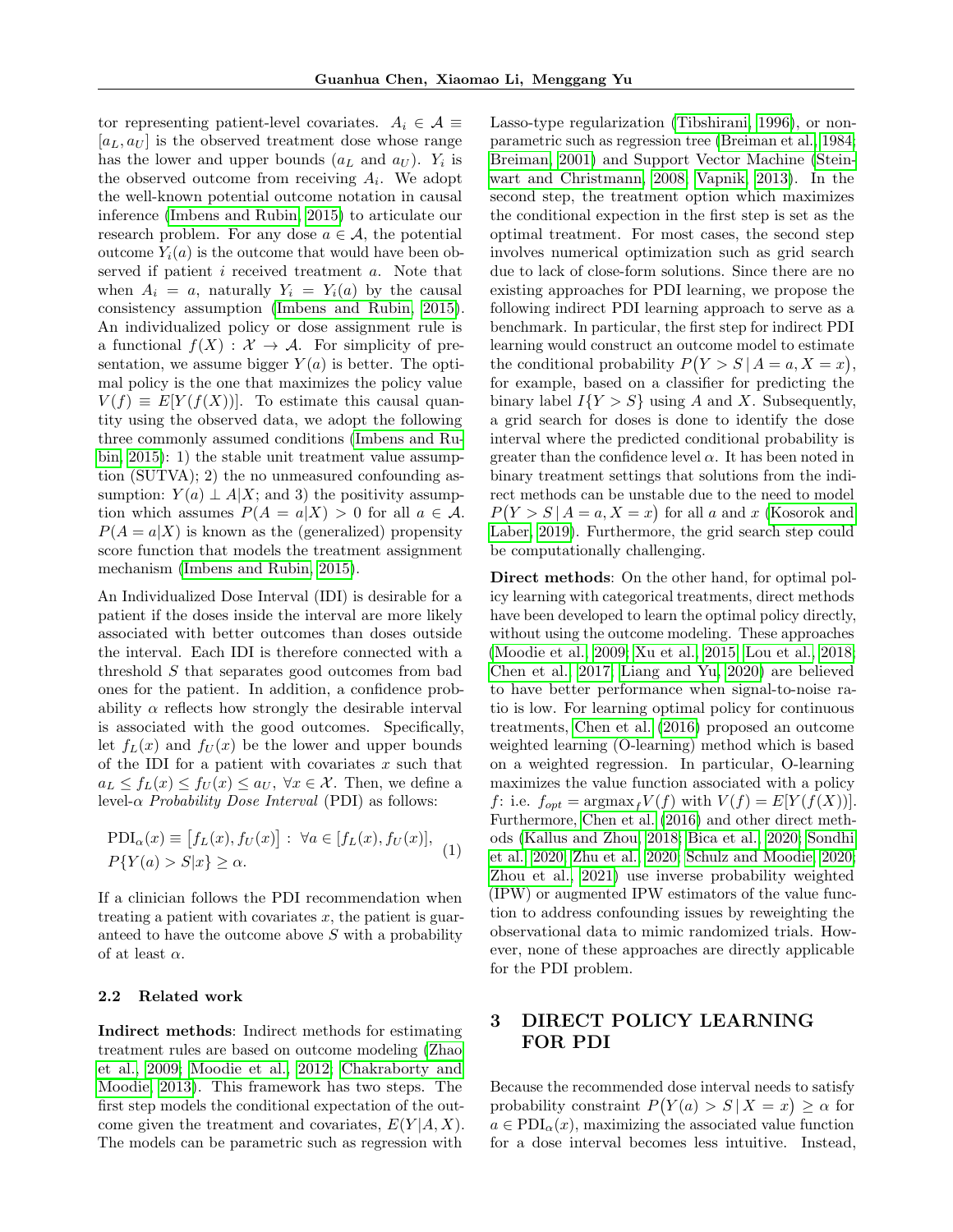tor representing patient-level covariates. $A_i \in \mathcal{A} \equiv [a_L, a_U]$ is the observed treatment dose whose range has the lower and upper bounds ($a_L$ and $a_U$). $Y_i$ is the observed outcome from receiving $A_i$. We adopt the well-known potential outcome notation in causal inference (Imbens and Rubin, 2015) to articulate our research problem. For any dose $a \in \mathcal{A}$, the potential outcome $Y_i(a)$ is the outcome that would have been observed if patient $i$ received treatment $a$. Note that when $A_i = a$, naturally $Y_i = Y_i(a)$ by the causal consistency assumption (Imbens and Rubin, 2015). An individualized policy or dose assignment rule is a functional $f(X) : \mathcal{X} \to \mathcal{A}$. For simplicity of presentation, we assume bigger $Y(a)$ is better. The optimal policy is the one that maximizes the policy value $V(f) \equiv E[Y(f(X))]$. To estimate this causal quantity using the observed data, we adopt the following three commonly assumed conditions (Imbens and Rubin, 2015): 1) the stable unit treatment value assumption (SUTVA); 2) the no unmeasured confounding assumption: $Y(a) \perp A|X$; and 3) the positivity assumption which assumes $P(A = a|X) > 0$ for all $a \in \mathcal{A}$. $P(A = a|X)$ is known as the (generalized) propensity score function that models the treatment assignment mechanism (Imbens and Rubin, 2015).

An Individualized Dose Interval (IDI) is desirable for a patient if the doses inside the interval are more likely associated with better outcomes than doses outside the interval. Each IDI is therefore connected with a threshold $S$ that separates good outcomes from bad ones for the patient. In addition, a confidence probability $\alpha$ reflects how strongly the desirable interval is associated with the good outcomes. Specifically, let $f_L(x)$ and $f_U(x)$ be the lower and upper bounds of the IDI for a patient with covariates $x$ such that $a_L \leq f_L(x) \leq f_U(x) \leq a_U$, $\forall x \in \mathcal{X}$. Then, we define a level-$\alpha$ *Probability Dose Interval* (PDI) as follows:

$$\mathrm{PDI}_\alpha(x) \equiv \big[f_L(x), f_U(x)\big] : \ \forall a \in [f_L(x), f_U(x)], \quad P\{Y(a) > S|x\} \geq \alpha. \tag{1}$$

If a clinician follows the PDI recommendation when treating a patient with covariates $x$, the patient is guaranteed to have the outcome above $S$ with a probability of at least $\alpha$.

### 2.2 Related work

**Indirect methods**: Indirect methods for estimating treatment rules are based on outcome modeling (Zhao et al., 2009; Moodie et al., 2012; Chakraborty and Moodie, 2013). This framework has two steps. The first step models the conditional expectation of the outcome given the treatment and covariates, $E(Y|A, X)$. The models can be parametric such as regression with Lasso-type regularization (Tibshirani, 1996), or nonparametric such as regression tree (Breiman et al., 1984; Breiman, 2001) and Support Vector Machine (Steinwart and Christmann, 2008; Vapnik, 2013). In the second step, the treatment option which maximizes the conditional expection in the first step is set as the optimal treatment. For most cases, the second step involves numerical optimization such as grid search due to lack of close-form solutions. Since there are no existing approaches for PDI learning, we propose the following indirect PDI learning approach to serve as a benchmark. In particular, the first step for indirect PDI learning would construct an outcome model to estimate the conditional probability $P\big(Y > S \,|\, A = a, X = x\big)$, for example, based on a classifier for predicting the binary label $I\{Y > S\}$ using $A$ and $X$. Subsequently, a grid search for doses is done to identify the dose interval where the predicted conditional probability is greater than the confidence level $\alpha$. It has been noted in binary treatment settings that solutions from the indirect methods can be unstable due to the need to model $P\big(Y > S \,|\, A = a, X = x\big)$ for all $a$ and $x$ (Kosorok and Laber, 2019). Furthermore, the grid search step could be computationally challenging.

**Direct methods**: On the other hand, for optimal policy learning with categorical treatments, direct methods have been developed to learn the optimal policy directly, without using the outcome modeling. These approaches (Moodie et al., 2009; Xu et al., 2015; Lou et al., 2018; Chen et al., 2017; Liang and Yu, 2020) are believed to have better performance when signal-to-noise ratio is low. For learning optimal policy for continuous treatments, Chen et al. (2016) proposed an outcome weighted learning (O-learning) method which is based on a weighted regression. In particular, O-learning maximizes the value function associated with a policy $f$: i.e. $f_{opt} = \mathrm{argmax}_f V(f)$ with $V(f) = E[Y(f(X))]$. Furthermore, Chen et al. (2016) and other direct methods (Kallus and Zhou, 2018; Bica et al., 2020; Sondhi et al., 2020; Zhu et al., 2020; Schulz and Moodie, 2020; Zhou et al., 2021) use inverse probability weighted (IPW) or augmented IPW estimators of the value function to address confounding issues by reweighting the observational data to mimic randomized trials. However, none of these approaches are directly applicable for the PDI problem.

## 3 DIRECT POLICY LEARNING FOR PDI

Because the recommended dose interval needs to satisfy probability constraint $P\big(Y(a) > S \,|\, X = x\big) \geq \alpha$ for $a \in \mathrm{PDI}_\alpha(x)$, maximizing the associated value function for a dose interval becomes less intuitive. Instead,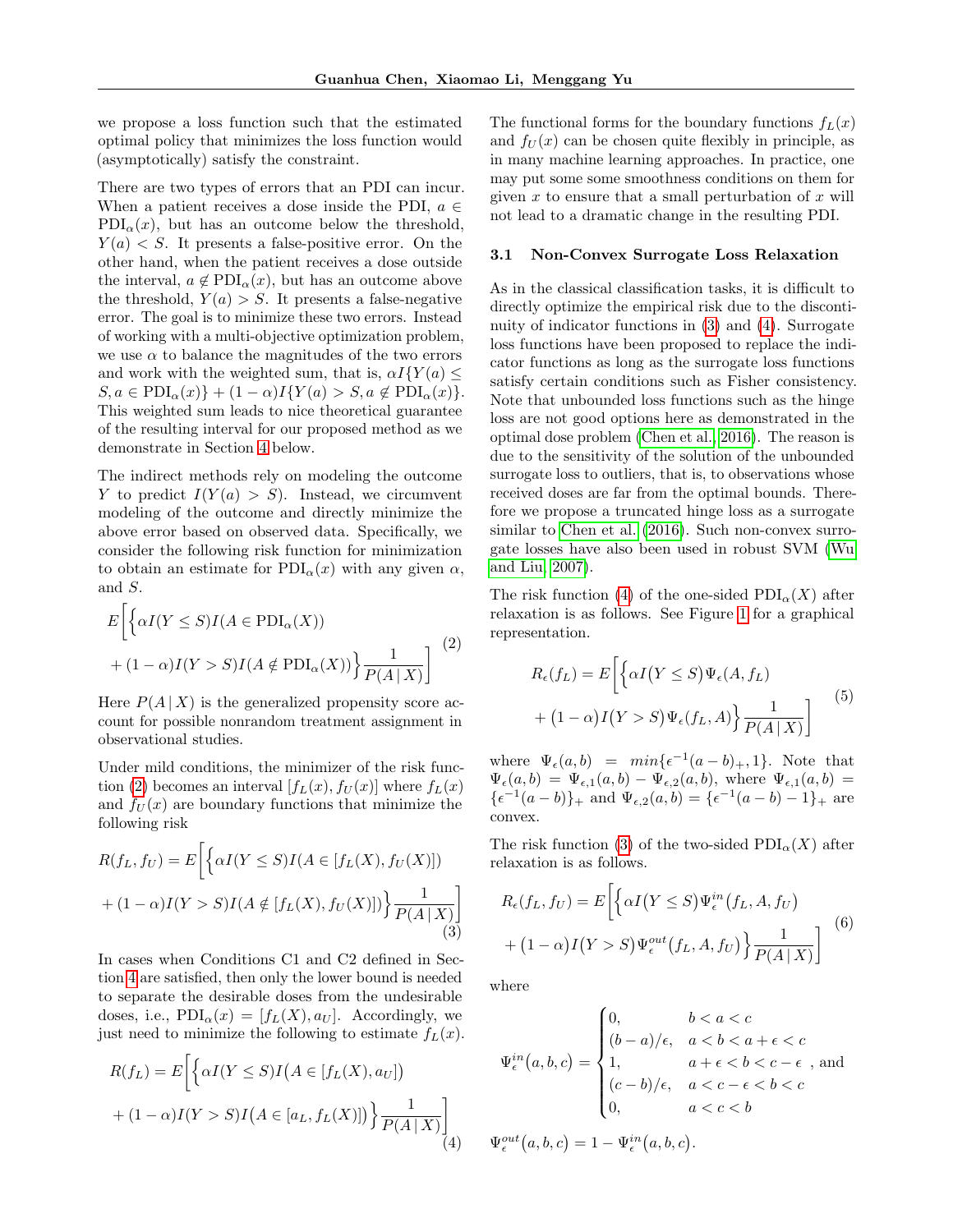we propose a loss function such that the estimated optimal policy that minimizes the loss function would (asymptotically) satisfy the constraint.

There are two types of errors that an PDI can incur. When a patient receives a dose inside the PDI, $a \in \mathrm{PDI}_\alpha(x)$, but has an outcome below the threshold, $Y(a) < S$. It presents a false-positive error. On the other hand, when the patient receives a dose outside the interval, $a \notin \mathrm{PDI}_\alpha(x)$, but has an outcome above the threshold, $Y(a) > S$. It presents a false-negative error. The goal is to minimize these two errors. Instead of working with a multi-objective optimization problem, we use $\alpha$ to balance the magnitudes of the two errors and work with the weighted sum, that is, $\alpha I\{Y(a) \leq S, a \in \mathrm{PDI}_\alpha(x)\} + (1-\alpha) I\{Y(a) > S, a \notin \mathrm{PDI}_\alpha(x)\}$. This weighted sum leads to nice theoretical guarantee of the resulting interval for our proposed method as we demonstrate in Section 4 below.

The indirect methods rely on modeling the outcome $Y$ to predict $I(Y(a) > S)$. Instead, we circumvent modeling of the outcome and directly minimize the above error based on observed data. Specifically, we consider the following risk function for minimization to obtain an estimate for $\mathrm{PDI}_\alpha(x)$ with any given $\alpha$, and $S$.

$$E\bigg[\Big\{\alpha I(Y \leq S) I(A \in \mathrm{PDI}_\alpha(X)) + (1-\alpha) I(Y > S) I(A \notin \mathrm{PDI}_\alpha(X))\Big\} \frac{1}{P(A\,|\,X)}\bigg] \tag{2}$$

Here $P(A\,|\,X)$ is the generalized propensity score account for possible nonrandom treatment assignment in observational studies.

Under mild conditions, the minimizer of the risk function (2) becomes an interval $[f_L(x), f_U(x)]$ where $f_L(x)$ and $f_U(x)$ are boundary functions that minimize the following risk

$$R(f_L, f_U) = E\bigg[\Big\{\alpha I(Y \leq S) I(A \in [f_L(X), f_U(X)]) + (1-\alpha) I(Y > S) I(A \notin [f_L(X), f_U(X)])\Big\} \frac{1}{P(A\,|\,X)}\bigg] \tag{3}$$

In cases when Conditions C1 and C2 defined in Section 4 are satisfied, then only the lower bound is needed to separate the desirable doses from the undesirable doses, i.e., $\mathrm{PDI}_\alpha(x) = [f_L(x), a_U]$. Accordingly, we just need to minimize the following to estimate $f_L(x)$.

$$R(f_L) = E\bigg[\Big\{\alpha I(Y \leq S) I\big(A \in [f_L(X), a_U]\big) + (1-\alpha) I(Y > S) I\big(A \in [a_L, f_L(X)]\big)\Big\} \frac{1}{P(A\,|\,X)}\bigg] \tag{4}$$

The functional forms for the boundary functions $f_L(x)$ and $f_U(x)$ can be chosen quite flexibly in principle, as in many machine learning approaches. In practice, one may put some some smoothness conditions on them for given $x$ to ensure that a small perturbation of $x$ will not lead to a dramatic change in the resulting PDI.

### 3.1 Non-Convex Surrogate Loss Relaxation

As in the classical classification tasks, it is difficult to directly optimize the empirical risk due to the discontinuity of indicator functions in (3) and (4). Surrogate loss functions have been proposed to replace the indicator functions as long as the surrogate loss functions satisfy certain conditions such as Fisher consistency. Note that unbounded loss functions such as the hinge loss are not good options here as demonstrated in the optimal dose problem (Chen et al., 2016). The reason is due to the sensitivity of the solution of the unbounded surrogate loss to outliers, that is, to observations whose received doses are far from the optimal bounds. Therefore we propose a truncated hinge loss as a surrogate similar to Chen et al. (2016). Such non-convex surrogate losses have also been used in robust SVM (Wu and Liu, 2007).

The risk function (4) of the one-sided $\mathrm{PDI}_\alpha(X)$ after relaxation is as follows. See Figure 1 for a graphical representation.

$$R_\epsilon(f_L) = E\bigg[\Big\{\alpha I\big(Y \leq S\big) \Psi_\epsilon(A, f_L) + \big(1-\alpha\big) I\big(Y > S\big) \Psi_\epsilon(f_L, A)\Big\} \frac{1}{P(A\,|\,X)}\bigg] \tag{5}$$

where $\Psi_\epsilon(a,b) = min\{\epsilon^{-1}(a-b)_+, 1\}$. Note that $\Psi_\epsilon(a,b) = \Psi_{\epsilon,1}(a,b) - \Psi_{\epsilon,2}(a,b)$, where $\Psi_{\epsilon,1}(a,b) = \{\epsilon^{-1}(a-b)\}_+$ and $\Psi_{\epsilon,2}(a,b) = \{\epsilon^{-1}(a-b) - 1\}_+$ are convex.

The risk function (3) of the two-sided $\mathrm{PDI}_\alpha(X)$ after relaxation is as follows.

$$R_\epsilon(f_L, f_U) = E\bigg[\Big\{\alpha I\big(Y \leq S\big) \Psi_\epsilon^{in}\big(f_L, A, f_U\big) + \big(1-\alpha\big) I\big(Y > S\big) \Psi_\epsilon^{out}\big(f_L, A, f_U\big)\Big\} \frac{1}{P(A\,|\,X)}\bigg] \tag{6}$$

where

$$\Psi_\epsilon^{in}\big(a,b,c\big) = \begin{cases} 0, & b < a < c \\ (b-a)/\epsilon, & a < b < a + \epsilon < c \\ 1, & a + \epsilon < b < c - \epsilon \\ (c-b)/\epsilon, & a < c - \epsilon < b < c \\ 0, & a < c < b \end{cases}, \text{ and}$$

$\Psi_\epsilon^{out}\big(a,b,c\big) = 1 - \Psi_\epsilon^{in}\big(a,b,c\big)$.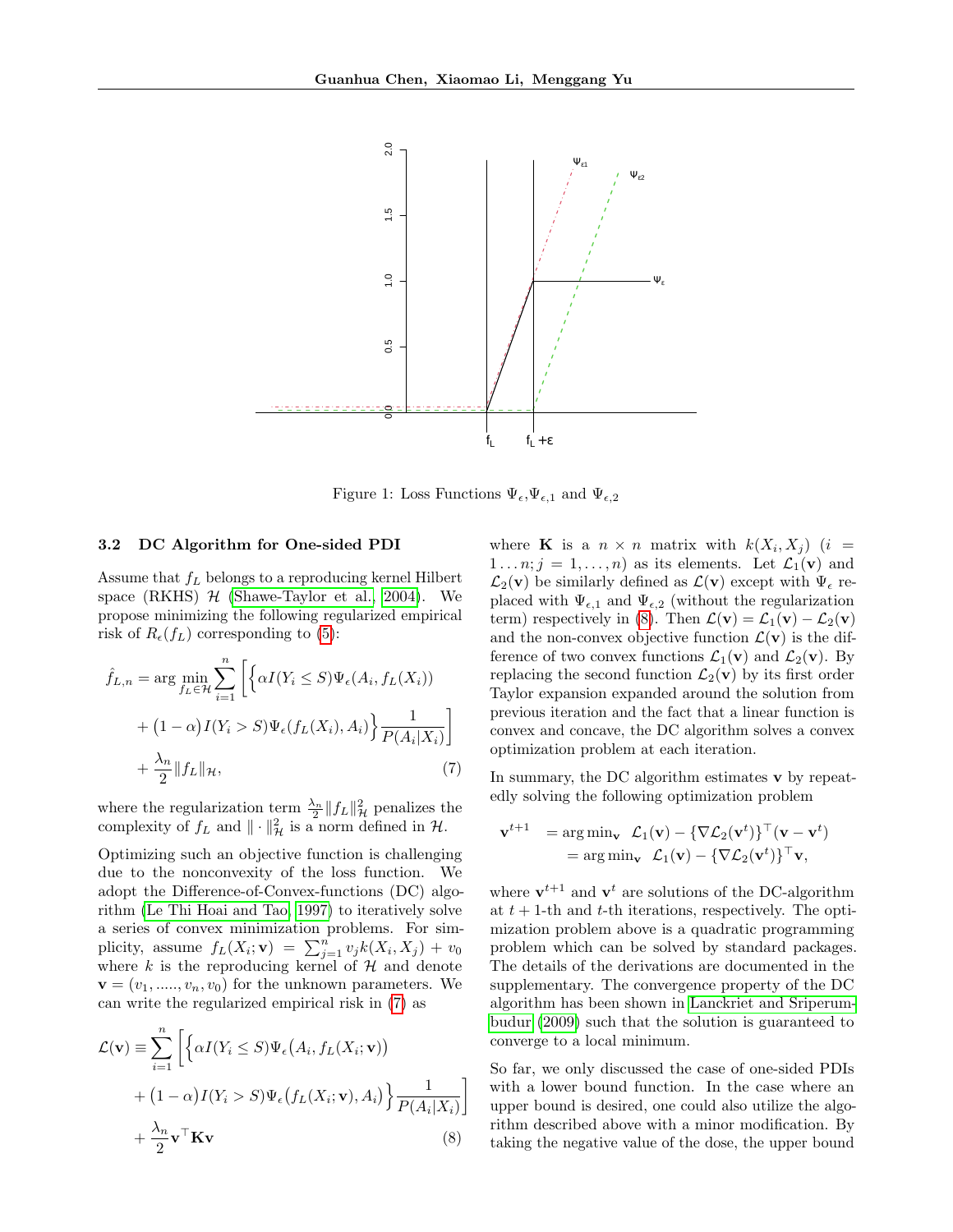Figure 1: Loss Functions $\Psi_\epsilon$,$\Psi_{\epsilon,1}$ and $\Psi_{\epsilon,2}$

### 3.2 DC Algorithm for One-sided PDI

Assume that $f_L$ belongs to a reproducing kernel Hilbert space (RKHS) $\mathcal{H}$ (Shawe-Taylor et al., 2004). We propose minimizing the following regularized empirical risk of $R_\epsilon(f_L)$ corresponding to (5):

$$
\begin{aligned}
\hat{f}_{L,n} = \arg\min_{f_L \in \mathcal{H}} \sum_{i=1}^{n} \Bigg[ \Big\{ \alpha I(Y_i \le S)\Psi_\epsilon(A_i, f_L(X_i)) \\
+ \big(1-\alpha\big) I(Y_i > S)\Psi_\epsilon(f_L(X_i), A_i) \Big\} \frac{1}{P(A_i|X_i)} \Bigg] \\
+ \frac{\lambda_n}{2} \|f_L\|_{\mathcal{H}},
\end{aligned}
\tag{7}
$$

where the regularization term $\frac{\lambda_n}{2}\|f_L\|^2_{\mathcal{H}}$ penalizes the complexity of $f_L$ and $\|\cdot\|^2_{\mathcal{H}}$ is a norm defined in $\mathcal{H}$.

Optimizing such an objective function is challenging due to the nonconvexity of the loss function. We adopt the Difference-of-Convex-functions (DC) algorithm (Le Thi Hoai and Tao, 1997) to iteratively solve a series of convex minimization problems. For simplicity, assume $f_L(X_i;\mathbf{v}) = \sum_{j=1}^{n} v_j k(X_i, X_j) + v_0$ where $k$ is the reproducing kernel of $\mathcal{H}$ and denote $\mathbf{v} = (v_1, \ldots.., v_n, v_0)$ for the unknown parameters. We can write the regularized empirical risk in (7) as

$$
\begin{aligned}
\mathcal{L}(\mathbf{v}) \equiv \sum_{i=1}^{n} \Bigg[ \Big\{ \alpha I(Y_i \le S)\Psi_\epsilon\big(A_i, f_L(X_i;\mathbf{v})\big) \\
+ \big(1-\alpha\big) I(Y_i > S)\Psi_\epsilon\big(f_L(X_i;\mathbf{v}), A_i\big) \Big\} \frac{1}{P(A_i|X_i)} \Bigg] \\
+ \frac{\lambda_n}{2}\mathbf{v}^\top \mathbf{K}\mathbf{v}
\end{aligned}
\tag{8}
$$

where $\mathbf{K}$ is a $n \times n$ matrix with $k(X_i, X_j)$ ($i = 1 \ldots n; j = 1, \ldots, n$) as its elements. Let $\mathcal{L}_1(\mathbf{v})$ and $\mathcal{L}_2(\mathbf{v})$ be similarly defined as $\mathcal{L}(\mathbf{v})$ except with $\Psi_\epsilon$ replaced with $\Psi_{\epsilon,1}$ and $\Psi_{\epsilon,2}$ (without the regularization term) respectively in (8). Then $\mathcal{L}(\mathbf{v}) = \mathcal{L}_1(\mathbf{v}) - \mathcal{L}_2(\mathbf{v})$ and the non-convex objective function $\mathcal{L}(\mathbf{v})$ is the difference of two convex functions $\mathcal{L}_1(\mathbf{v})$ and $\mathcal{L}_2(\mathbf{v})$. By replacing the second function $\mathcal{L}_2(\mathbf{v})$ by its first order Taylor expansion expanded around the solution from previous iteration and the fact that a linear function is convex and concave, the DC algorithm solves a convex optimization problem at each iteration.

In summary, the DC algorithm estimates $\mathbf{v}$ by repeatedly solving the following optimization problem

$$
\begin{aligned}
\mathbf{v}^{t+1} &= \arg\min_{\mathbf{v}} \ \mathcal{L}_1(\mathbf{v}) - \{\nabla \mathcal{L}_2(\mathbf{v}^t)\}^\top(\mathbf{v} - \mathbf{v}^t) \\
&= \arg\min_{\mathbf{v}} \ \mathcal{L}_1(\mathbf{v}) - \{\nabla \mathcal{L}_2(\mathbf{v}^t)\}^\top \mathbf{v},
\end{aligned}
$$

where $\mathbf{v}^{t+1}$ and $\mathbf{v}^t$ are solutions of the DC-algorithm at $t+1$-th and $t$-th iterations, respectively. The optimization problem above is a quadratic programming problem which can be solved by standard packages. The details of the derivations are documented in the supplementary. The convergence property of the DC algorithm has been shown in Lanckriet and Sriperumbudur (2009) such that the solution is guaranteed to converge to a local minimum.

So far, we only discussed the case of one-sided PDIs with a lower bound function. In the case where an upper bound is desired, one could also utilize the algorithm described above with a minor modification. By taking the negative value of the dose, the upper bound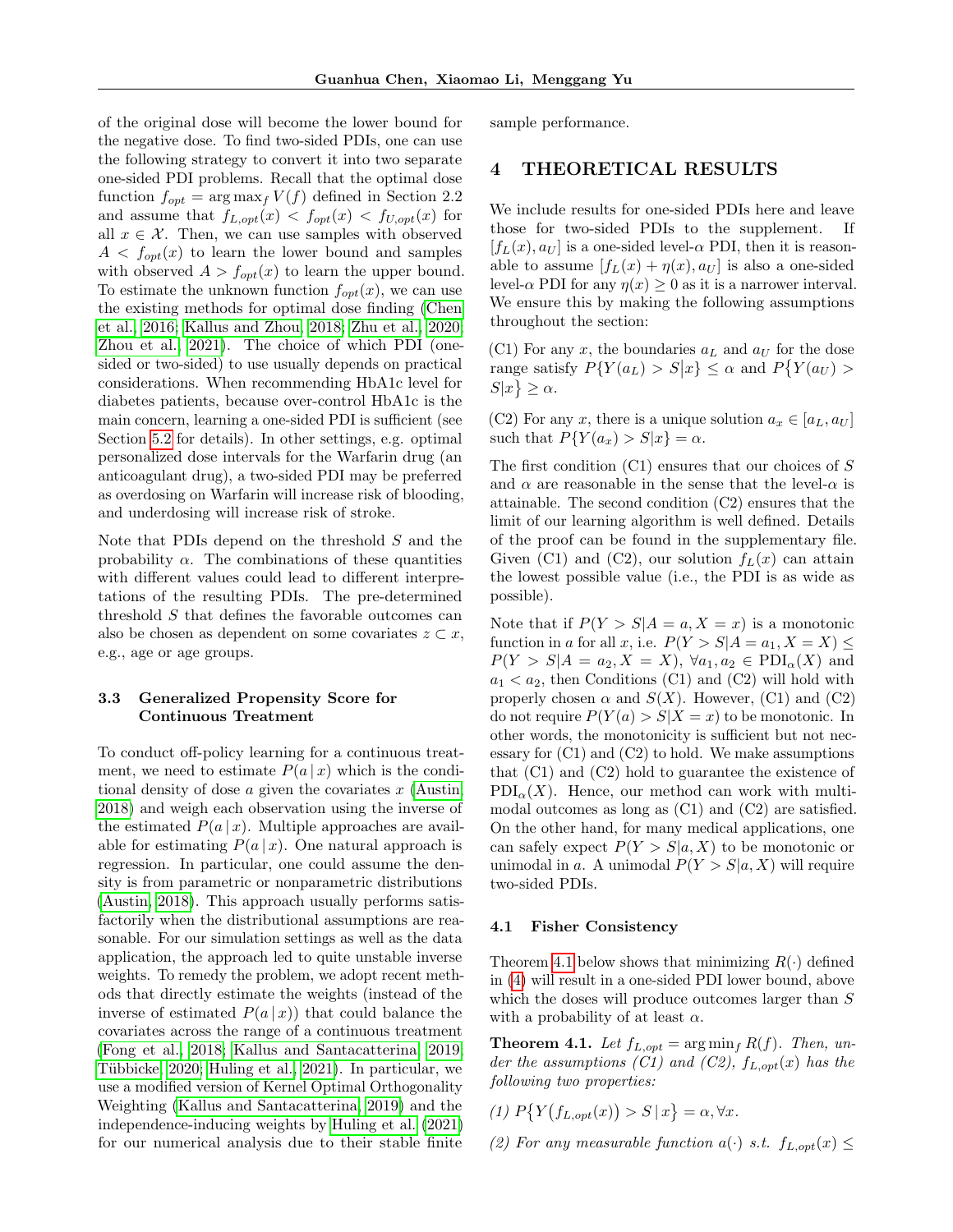of the original dose will become the lower bound for the negative dose. To find two-sided PDIs, one can use the following strategy to convert it into two separate one-sided PDI problems. Recall that the optimal dose function $f_{opt} = \arg\max_f V(f)$ defined in Section 2.2 and assume that $f_{L,opt}(x) < f_{opt}(x) < f_{U,opt}(x)$ for all $x \in \mathcal{X}$. Then, we can use samples with observed $A < f_{opt}(x)$ to learn the lower bound and samples with observed $A > f_{opt}(x)$ to learn the upper bound. To estimate the unknown function $f_{opt}(x)$, we can use the existing methods for optimal dose finding (Chen et al., 2016; Kallus and Zhou, 2018; Zhu et al., 2020; Zhou et al., 2021). The choice of which PDI (one-sided or two-sided) to use usually depends on practical considerations. When recommending HbA1c level for diabetes patients, because over-control HbA1c is the main concern, learning a one-sided PDI is sufficient (see Section 5.2 for details). In other settings, e.g. optimal personalized dose intervals for the Warfarin drug (an anticoagulant drug), a two-sided PDI may be preferred as overdosing on Warfarin will increase risk of blooding, and underdosing will increase risk of stroke.

Note that PDIs depend on the threshold $S$ and the probability $\alpha$. The combinations of these quantities with different values could lead to different interpretations of the resulting PDIs. The pre-determined threshold $S$ that defines the favorable outcomes can also be chosen as dependent on some covariates $z \subset x$, e.g., age or age groups.

### 3.3 Generalized Propensity Score for Continuous Treatment

To conduct off-policy learning for a continuous treatment, we need to estimate $P(a \,|\, x)$ which is the conditional density of dose $a$ given the covariates $x$ (Austin, 2018) and weigh each observation using the inverse of the estimated $P(a \,|\, x)$. Multiple approaches are available for estimating $P(a \,|\, x)$. One natural approach is regression. In particular, one could assume the density is from parametric or nonparametric distributions (Austin, 2018). This approach usually performs satisfactorily when the distributional assumptions are reasonable. For our simulation settings as well as the data application, the approach led to quite unstable inverse weights. To remedy the problem, we adopt recent methods that directly estimate the weights (instead of the inverse of estimated $P(a \,|\, x)$) that could balance the covariates across the range of a continuous treatment (Fong et al., 2018; Kallus and Santacatterina, 2019; Tübbicke, 2020; Huling et al., 2021). In particular, we use a modified version of Kernel Optimal Orthogonality Weighting (Kallus and Santacatterina, 2019) and the independence-inducing weights by Huling et al. (2021) for our numerical analysis due to their stable finite sample performance.

## 4 THEORETICAL RESULTS

We include results for one-sided PDIs here and leave those for two-sided PDIs to the supplement. If $[f_L(x), a_U]$ is a one-sided level-$\alpha$ PDI, then it is reasonable to assume $[f_L(x) + \eta(x), a_U]$ is also a one-sided level-$\alpha$ PDI for any $\eta(x) \geq 0$ as it is a narrower interval. We ensure this by making the following assumptions throughout the section:

(C1) For any $x$, the boundaries $a_L$ and $a_U$ for the dose range satisfy $P\{Y(a_L) > S|x\} \leq \alpha$ and $P\{Y(a_U) > S|x\} \geq \alpha$.

(C2) For any $x$, there is a unique solution $a_x \in [a_L, a_U]$ such that $P\{Y(a_x) > S|x\} = \alpha$.

The first condition (C1) ensures that our choices of $S$ and $\alpha$ are reasonable in the sense that the level-$\alpha$ is attainable. The second condition (C2) ensures that the limit of our learning algorithm is well defined. Details of the proof can be found in the supplementary file. Given (C1) and (C2), our solution $f_L(x)$ can attain the lowest possible value (i.e., the PDI is as wide as possible).

Note that if $P(Y > S|A = a, X = x)$ is a monotonic function in $a$ for all $x$, i.e. $P(Y > S|A = a_1, X = X) \leq P(Y > S|A = a_2, X = X)$, $\forall a_1, a_2 \in \text{PDI}_\alpha(X)$ and $a_1 < a_2$, then Conditions (C1) and (C2) will hold with properly chosen $\alpha$ and $S(X)$. However, (C1) and (C2) do not require $P(Y(a) > S|X = x)$ to be monotonic. In other words, the monotonicity is sufficient but not necessary for (C1) and (C2) to hold. We make assumptions that (C1) and (C2) hold to guarantee the existence of $\text{PDI}_\alpha(X)$. Hence, our method can work with multimodal outcomes as long as (C1) and (C2) are satisfied. On the other hand, for many medical applications, one can safely expect $P(Y > S|a, X)$ to be monotonic or unimodal in $a$. A unimodal $P(Y > S|a, X)$ will require two-sided PDIs.

### 4.1 Fisher Consistency

Theorem 4.1 below shows that minimizing $R(\cdot)$ defined in (4) will result in a one-sided PDI lower bound, above which the doses will produce outcomes larger than $S$ with a probability of at least $\alpha$.

**Theorem 4.1.** *Let $f_{L,opt} = \arg\min_f R(f)$. Then, under the assumptions (C1) and (C2), $f_{L,opt}(x)$ has the following two properties:*

*(1) $P\{Y(f_{L,opt}(x)) > S \,|\, x\} = \alpha, \forall x$.*

*(2) For any measurable function $a(\cdot)$ s.t. $f_{L,opt}(x) \leq$*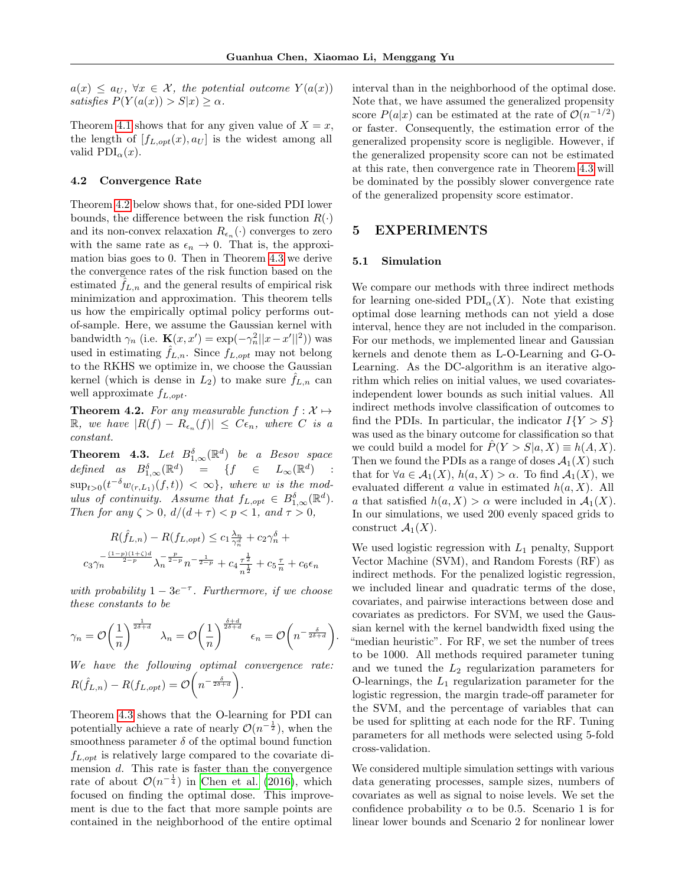$a(x) \leq a_U$, $\forall x \in \mathcal{X}$, *the potential outcome* $Y(a(x))$ *satisfies* $P(Y(a(x)) > S|x) \geq \alpha$.

Theorem 4.1 shows that for any given value of $X = x$, the length of $[f_{L,opt}(x), a_U]$ is the widest among all valid $\text{PDI}_\alpha(x)$.

### 4.2 Convergence Rate

Theorem 4.2 below shows that, for one-sided PDI lower bounds, the difference between the risk function $R(\cdot)$ and its non-convex relaxation $R_{\epsilon_n}(\cdot)$ converges to zero with the same rate as $\epsilon_n \to 0$. That is, the approximation bias goes to 0. Then in Theorem 4.3 we derive the convergence rates of the risk function based on the estimated $\hat{f}_{L,n}$ and the general results of empirical risk minimization and approximation. This theorem tells us how the empirically optimal policy performs out-of-sample. Here, we assume the Gaussian kernel with bandwidth $\gamma_n$ (i.e. $\mathbf{K}(x, x') = \exp(-\gamma_n^2||x - x'||^2)$) was used in estimating $\hat{f}_{L,n}$. Since $f_{L,opt}$ may not belong to the RKHS we optimize in, we choose the Gaussian kernel (which is dense in $L_2$) to make sure $\hat{f}_{L,n}$ can well approximate $f_{L,opt}$.

**Theorem 4.2.** *For any measurable function* $f : \mathcal{X} \mapsto \mathbb{R}$, *we have* $|R(f) - R_{\epsilon_n}(f)| \leq C\epsilon_n$, *where* $C$ *is a constant.*

**Theorem 4.3.** *Let* $B^\delta_{1,\infty}(\mathbb{R}^d)$ *be a Besov space defined as* $B^\delta_{1,\infty}(\mathbb{R}^d) = \{f \in L_\infty(\mathbb{R}^d) : \sup_{t>0}(t^{-\delta} w_{(r,L_1)}(f, t)) < \infty\}$, *where* $w$ *is the modulus of continuity. Assume that* $f_{L,opt} \in B^\delta_{1,\infty}(\mathbb{R}^d)$. *Then for any* $\zeta > 0$, $d/(d + \tau) < p < 1$, *and* $\tau > 0$,

$$R(\hat{f}_{L,n}) - R(f_{L,opt}) \leq c_1 \frac{\lambda_n}{\gamma_n^d} + c_2\gamma_n^\delta +$$

$$c_3 \gamma_n^{-\frac{(1-p)(1+\zeta)d}{2-p}} \lambda_n^{-\frac{p}{2-p}} n^{-\frac{1}{2-p}} + c_4 \frac{\tau^{\frac{1}{2}}}{n^{\frac{1}{2}}} + c_5 \frac{\tau}{n} + c_6 \epsilon_n$$

*with probability* $1 - 3e^{-\tau}$. *Furthermore, if we choose these constants to be*

$$\gamma_n = \mathcal{O}\left(\frac{1}{n}\right)^{\frac{1}{2\delta+d}} \quad \lambda_n = \mathcal{O}\left(\frac{1}{n}\right)^{\frac{\delta+d}{2\delta+d}} \quad \epsilon_n = \mathcal{O}\left(n^{-\frac{\delta}{2\delta+d}}\right).$$

*We have the following optimal convergence rate:* $R(\hat{f}_{L,n}) - R(f_{L,opt}) = \mathcal{O}\left(n^{-\frac{\delta}{2\delta+d}}\right)$.

Theorem 4.3 shows that the O-learning for PDI can potentially achieve a rate of nearly $\mathcal{O}(n^{-\frac{1}{2}})$, when the smoothness parameter $\delta$ of the optimal bound function $f_{L,opt}$ is relatively large compared to the covariate dimension $d$. This rate is faster than the convergence rate of about $\mathcal{O}(n^{-\frac{1}{4}})$ in Chen et al. (2016), which focused on finding the optimal dose. This improvement is due to the fact that more sample points are contained in the neighborhood of the entire optimal interval than in the neighborhood of the optimal dose. Note that, we have assumed the generalized propensity score $P(a|x)$ can be estimated at the rate of $\mathcal{O}(n^{-1/2})$ or faster. Consequently, the estimation error of the generalized propensity score is negligible. However, if the generalized propensity score can not be estimated at this rate, then convergence rate in Theorem 4.3 will be dominated by the possibly slower convergence rate of the generalized propensity score estimator.

## 5 EXPERIMENTS

### 5.1 Simulation

We compare our methods with three indirect methods for learning one-sided $\text{PDI}_\alpha(X)$. Note that existing optimal dose learning methods can not yield a dose interval, hence they are not included in the comparison. For our methods, we implemented linear and Gaussian kernels and denote them as L-O-Learning and G-O-Learning. As the DC-algorithm is an iterative algorithm which relies on initial values, we used covariates-independent lower bounds as such initial values. All indirect methods involve classification of outcomes to find the PDIs. In particular, the indicator $I\{Y > S\}$ was used as the binary outcome for classification so that we could build a model for $\hat{P}(Y > S|a, X) \equiv h(A, X)$. Then we found the PDIs as a range of doses $\mathcal{A}_1(X)$ such that for $\forall a \in \mathcal{A}_1(X)$, $h(a, X) > \alpha$. To find $\mathcal{A}_1(X)$, we evaluated different $a$ value in estimated $h(a, X)$. All $a$ that satisfied $h(a, X) > \alpha$ were included in $\mathcal{A}_1(X)$. In our simulations, we used 200 evenly spaced grids to construct $\mathcal{A}_1(X)$.

We used logistic regression with $L_1$ penalty, Support Vector Machine (SVM), and Random Forests (RF) as indirect methods. For the penalized logistic regression, we included linear and quadratic terms of the dose, covariates, and pairwise interactions between dose and covariates as predictors. For SVM, we used the Gaussian kernel with the kernel bandwidth fixed using the "median heuristic". For RF, we set the number of trees to be 1000. All methods required parameter tuning and we tuned the $L_2$ regularization parameters for O-learnings, the $L_1$ regularization parameter for the logistic regression, the margin trade-off parameter for the SVM, and the percentage of variables that can be used for splitting at each node for the RF. Tuning parameters for all methods were selected using 5-fold cross-validation.

We considered multiple simulation settings with various data generating processes, sample sizes, numbers of covariates as well as signal to noise levels. We set the confidence probability $\alpha$ to be 0.5. Scenario 1 is for linear lower bounds and Scenario 2 for nonlinear lower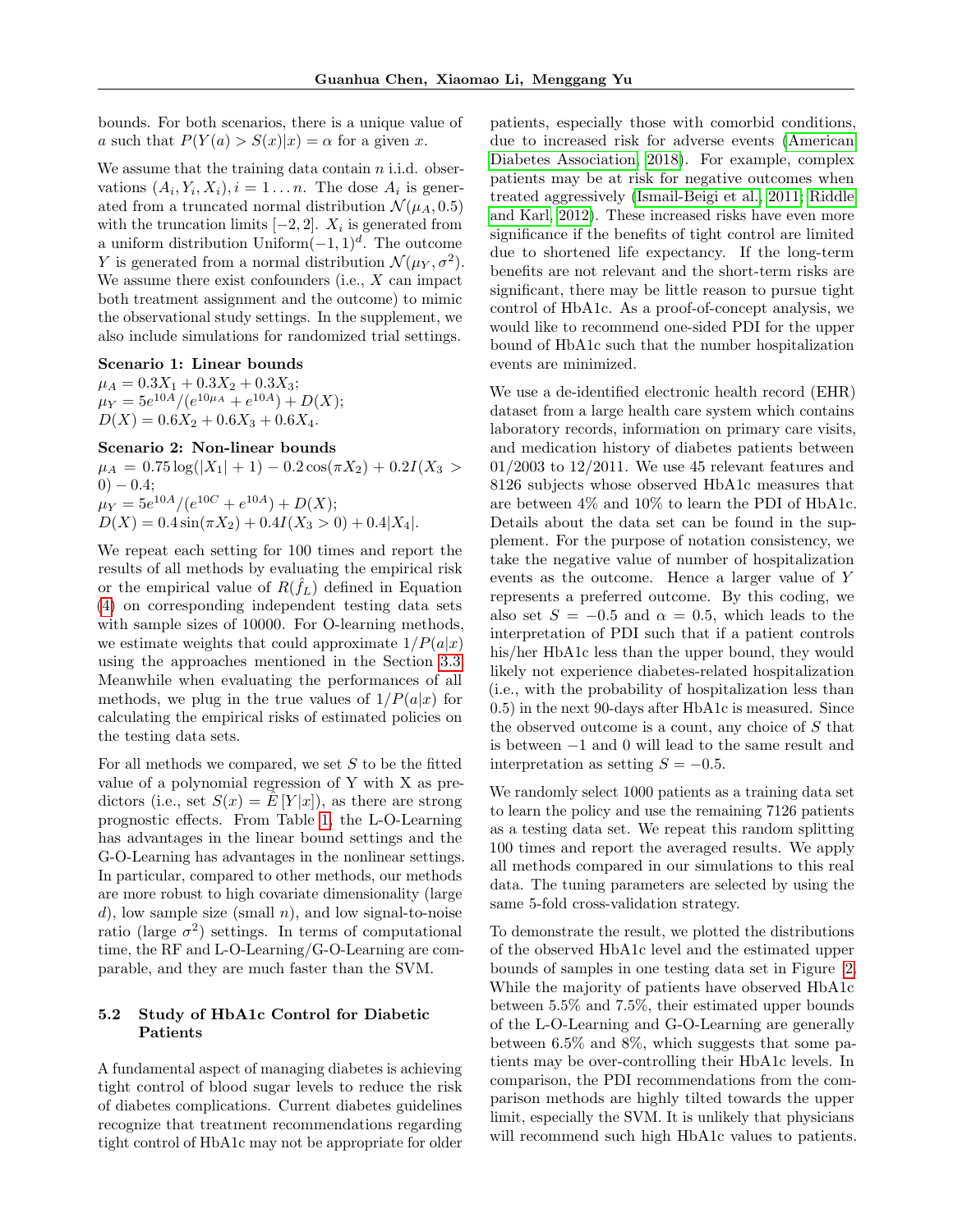bounds. For both scenarios, there is a unique value of $a$ such that $P(Y(a) > S(x)|x) = \alpha$ for a given $x$.

We assume that the training data contain $n$ i.i.d. observations $(A_i, Y_i, X_i), i = 1 \ldots n$. The dose $A_i$ is generated from a truncated normal distribution $\mathcal{N}(\mu_A, 0.5)$ with the truncation limits $[-2, 2]$. $X_i$ is generated from a uniform distribution $\text{Uniform}(-1, 1)^d$. The outcome $Y$ is generated from a normal distribution $\mathcal{N}(\mu_Y, \sigma^2)$. We assume there exist confounders (i.e., $X$ can impact both treatment assignment and the outcome) to mimic the observational study settings. In the supplement, we also include simulations for randomized trial settings.

**Scenario 1: Linear bounds**

$\mu_A = 0.3X_1 + 0.3X_2 + 0.3X_3$;
$\mu_Y = 5e^{10A}/(e^{10\mu_A} + e^{10A}) + D(X)$;
$D(X) = 0.6X_2 + 0.6X_3 + 0.6X_4$.

**Scenario 2: Non-linear bounds**

$\mu_A = 0.75 \log(|X_1| + 1) - 0.2\cos(\pi X_2) + 0.2I(X_3 > 0) - 0.4$;
$\mu_Y = 5e^{10A}/(e^{10C} + e^{10A}) + D(X)$;
$D(X) = 0.4\sin(\pi X_2) + 0.4I(X_3 > 0) + 0.4|X_4|$.

We repeat each setting for 100 times and report the results of all methods by evaluating the empirical risk or the empirical value of $R(\hat{f}_L)$ defined in Equation (4) on corresponding independent testing data sets with sample sizes of 10000. For O-learning methods, we estimate weights that could approximate $1/P(a|x)$ using the approaches mentioned in the Section 3.3. Meanwhile when evaluating the performances of all methods, we plug in the true values of $1/P(a|x)$ for calculating the empirical risks of estimated policies on the testing data sets.

For all methods we compared, we set $S$ to be the fitted value of a polynomial regression of Y with X as predictors (i.e., set $S(x) = \hat{E}[Y|x]$), as there are strong prognostic effects. From Table 1, the L-O-Learning has advantages in the linear bound settings and the G-O-Learning has advantages in the nonlinear settings. In particular, compared to other methods, our methods are more robust to high covariate dimensionality (large $d$), low sample size (small $n$), and low signal-to-noise ratio (large $\sigma^2$) settings. In terms of computational time, the RF and L-O-Learning/G-O-Learning are comparable, and they are much faster than the SVM.

### 5.2 Study of HbA1c Control for Diabetic Patients

A fundamental aspect of managing diabetes is achieving tight control of blood sugar levels to reduce the risk of diabetes complications. Current diabetes guidelines recognize that treatment recommendations regarding tight control of HbA1c may not be appropriate for older patients, especially those with comorbid conditions, due to increased risk for adverse events (American Diabetes Association, 2018). For example, complex patients may be at risk for negative outcomes when treated aggressively (Ismail-Beigi et al., 2011; Riddle and Karl, 2012). These increased risks have even more significance if the benefits of tight control are limited due to shortened life expectancy. If the long-term benefits are not relevant and the short-term risks are significant, there may be little reason to pursue tight control of HbA1c. As a proof-of-concept analysis, we would like to recommend one-sided PDI for the upper bound of HbA1c such that the number hospitalization events are minimized.

We use a de-identified electronic health record (EHR) dataset from a large health care system which contains laboratory records, information on primary care visits, and medication history of diabetes patients between 01/2003 to 12/2011. We use 45 relevant features and 8126 subjects whose observed HbA1c measures that are between 4% and 10% to learn the PDI of HbA1c. Details about the data set can be found in the supplement. For the purpose of notation consistency, we take the negative value of number of hospitalization events as the outcome. Hence a larger value of $Y$ represents a preferred outcome. By this coding, we also set $S = -0.5$ and $\alpha = 0.5$, which leads to the interpretation of PDI such that if a patient controls his/her HbA1c less than the upper bound, they would likely not experience diabetes-related hospitalization (i.e., with the probability of hospitalization less than 0.5) in the next 90-days after HbA1c is measured. Since the observed outcome is a count, any choice of $S$ that is between $-1$ and 0 will lead to the same result and interpretation as setting $S = -0.5$.

We randomly select 1000 patients as a training data set to learn the policy and use the remaining 7126 patients as a testing data set. We repeat this random splitting 100 times and report the averaged results. We apply all methods compared in our simulations to this real data. The tuning parameters are selected by using the same 5-fold cross-validation strategy.

To demonstrate the result, we plotted the distributions of the observed HbA1c level and the estimated upper bounds of samples in one testing data set in Figure 2. While the majority of patients have observed HbA1c between 5.5% and 7.5%, their estimated upper bounds of the L-O-Learning and G-O-Learning are generally between 6.5% and 8%, which suggests that some patients may be over-controlling their HbA1c levels. In comparison, the PDI recommendations from the comparison methods are highly tilted towards the upper limit, especially the SVM. It is unlikely that physicians will recommend such high HbA1c values to patients.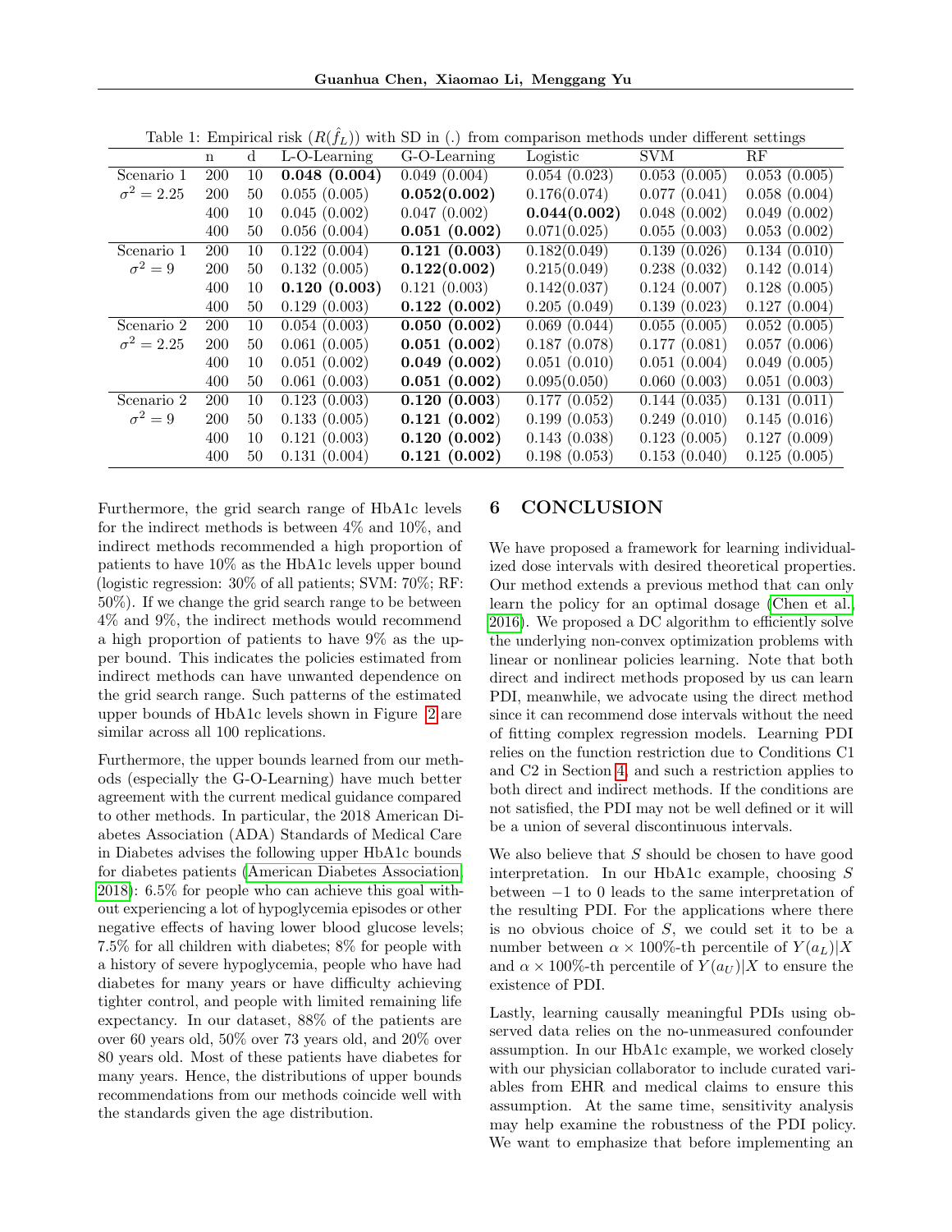Table 1: Empirical risk ($R(\hat{f}_L)$) with SD in (.) from comparison methods under different settings

| | n | d | L-O-Learning | G-O-Learning | Logistic | SVM | RF |
|---|---|---|---|---|---|---|---|
| Scenario 1 | 200 | 10 | **0.048 (0.004)** | 0.049 (0.004) | 0.054 (0.023) | 0.053 (0.005) | 0.053 (0.005) |
| $\sigma^2 = 2.25$ | 200 | 50 | 0.055 (0.005) | **0.052(0.002)** | 0.176(0.074) | 0.077 (0.041) | 0.058 (0.004) |
| | 400 | 10 | 0.045 (0.002) | 0.047 (0.002) | **0.044(0.002)** | 0.048 (0.002) | 0.049 (0.002) |
| | 400 | 50 | 0.056 (0.004) | **0.051 (0.002)** | 0.071(0.025) | 0.055 (0.003) | 0.053 (0.002) |
| Scenario 1 | 200 | 10 | 0.122 (0.004) | **0.121 (0.003)** | 0.182(0.049) | 0.139 (0.026) | 0.134 (0.010) |
| $\sigma^2 = 9$ | 200 | 50 | 0.132 (0.005) | **0.122(0.002)** | 0.215(0.049) | 0.238 (0.032) | 0.142 (0.014) |
| | 400 | 10 | **0.120 (0.003)** | 0.121 (0.003) | 0.142(0.037) | 0.124 (0.007) | 0.128 (0.005) |
| | 400 | 50 | 0.129 (0.003) | **0.122 (0.002)** | 0.205 (0.049) | 0.139 (0.023) | 0.127 (0.004) |
| Scenario 2 | 200 | 10 | 0.054 (0.003) | **0.050 (0.002)** | 0.069 (0.044) | 0.055 (0.005) | 0.052 (0.005) |
| $\sigma^2 = 2.25$ | 200 | 50 | 0.061 (0.005) | **0.051 (0.002)** | 0.187 (0.078) | 0.177 (0.081) | 0.057 (0.006) |
| | 400 | 10 | 0.051 (0.002) | **0.049 (0.002)** | 0.051 (0.010) | 0.051 (0.004) | 0.049 (0.005) |
| | 400 | 50 | 0.061 (0.003) | **0.051 (0.002)** | 0.095(0.050) | 0.060 (0.003) | 0.051 (0.003) |
| Scenario 2 | 200 | 10 | 0.123 (0.003) | **0.120 (0.003)** | 0.177 (0.052) | 0.144 (0.035) | 0.131 (0.011) |
| $\sigma^2 = 9$ | 200 | 50 | 0.133 (0.005) | **0.121 (0.002)** | 0.199 (0.053) | 0.249 (0.010) | 0.145 (0.016) |
| | 400 | 10 | 0.121 (0.003) | **0.120 (0.002)** | 0.143 (0.038) | 0.123 (0.005) | 0.127 (0.009) |
| | 400 | 50 | 0.131 (0.004) | **0.121 (0.002)** | 0.198 (0.053) | 0.153 (0.040) | 0.125 (0.005) |

Furthermore, the grid search range of HbA1c levels for the indirect methods is between 4% and 10%, and indirect methods recommended a high proportion of patients to have 10% as the HbA1c levels upper bound (logistic regression: 30% of all patients; SVM: 70%; RF: 50%). If we change the grid search range to be between 4% and 9%, the indirect methods would recommend a high proportion of patients to have 9% as the upper bound. This indicates the policies estimated from indirect methods can have unwanted dependence on the grid search range. Such patterns of the estimated upper bounds of HbA1c levels shown in Figure 2 are similar across all 100 replications.

Furthermore, the upper bounds learned from our methods (especially the G-O-Learning) have much better agreement with the current medical guidance compared to other methods. In particular, the 2018 American Diabetes Association (ADA) Standards of Medical Care in Diabetes advises the following upper HbA1c bounds for diabetes patients (American Diabetes Association, 2018): 6.5% for people who can achieve this goal without experiencing a lot of hypoglycemia episodes or other negative effects of having lower blood glucose levels; 7.5% for all children with diabetes; 8% for people with a history of severe hypoglycemia, people who have had diabetes for many years or have difficulty achieving tighter control, and people with limited remaining life expectancy. In our dataset, 88% of the patients are over 60 years old, 50% over 73 years old, and 20% over 80 years old. Most of these patients have diabetes for many years. Hence, the distributions of upper bounds recommendations from our methods coincide well with the standards given the age distribution.

# 6 CONCLUSION

We have proposed a framework for learning individualized dose intervals with desired theoretical properties. Our method extends a previous method that can only learn the policy for an optimal dosage (Chen et al., 2016). We proposed a DC algorithm to efficiently solve the underlying non-convex optimization problems with linear or nonlinear policies learning. Note that both direct and indirect methods proposed by us can learn PDI, meanwhile, we advocate using the direct method since it can recommend dose intervals without the need of fitting complex regression models. Learning PDI relies on the function restriction due to Conditions C1 and C2 in Section 4, and such a restriction applies to both direct and indirect methods. If the conditions are not satisfied, the PDI may not be well defined or it will be a union of several discontinuous intervals.

We also believe that $S$ should be chosen to have good interpretation. In our HbA1c example, choosing $S$ between $-1$ to 0 leads to the same interpretation of the resulting PDI. For the applications where there is no obvious choice of $S$, we could set it to be a number between $\alpha \times 100\%$-th percentile of $Y(a_L)|X$ and $\alpha \times 100\%$-th percentile of $Y(a_U)|X$ to ensure the existence of PDI.

Lastly, learning causally meaningful PDIs using observed data relies on the no-unmeasured confounder assumption. In our HbA1c example, we worked closely with our physician collaborator to include curated variables from EHR and medical claims to ensure this assumption. At the same time, sensitivity analysis may help examine the robustness of the PDI policy. We want to emphasize that before implementing an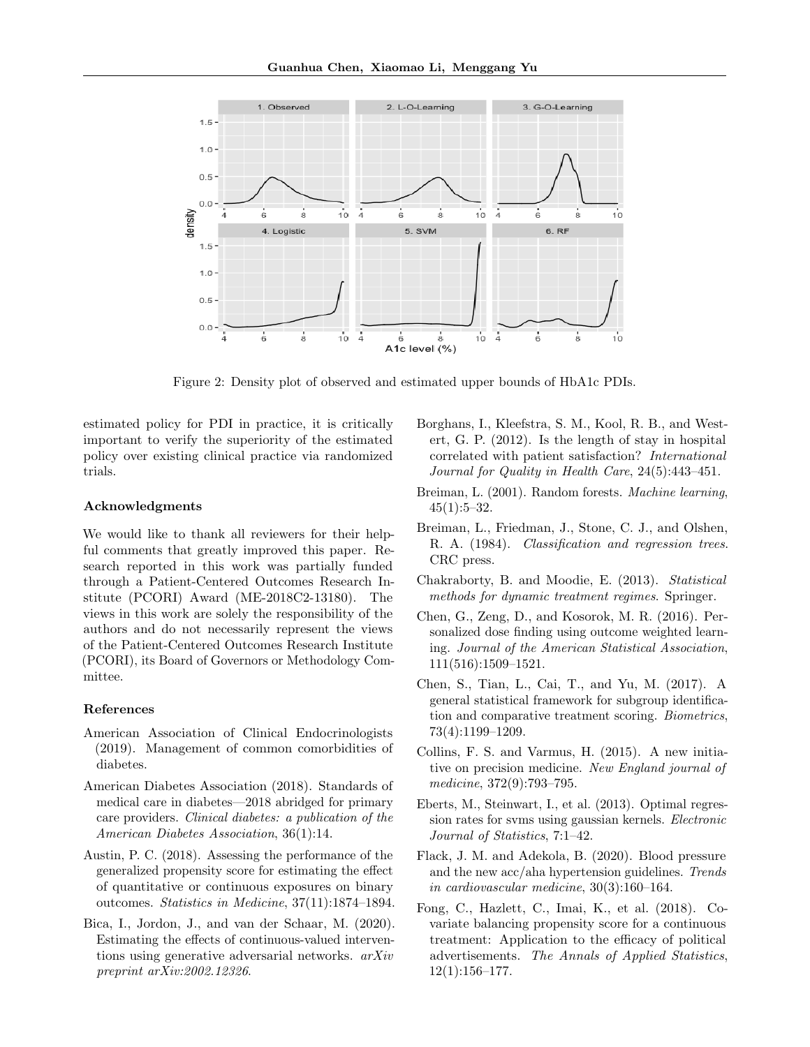Figure 2: Density plot of observed and estimated upper bounds of HbA1c PDIs.

estimated policy for PDI in practice, it is critically important to verify the superiority of the estimated policy over existing clinical practice via randomized trials.

### Acknowledgments

We would like to thank all reviewers for their helpful comments that greatly improved this paper. Research reported in this work was partially funded through a Patient-Centered Outcomes Research Institute (PCORI) Award (ME-2018C2-13180). The views in this work are solely the responsibility of the authors and do not necessarily represent the views of the Patient-Centered Outcomes Research Institute (PCORI), its Board of Governors or Methodology Committee.

### References

American Association of Clinical Endocrinologists (2019). Management of common comorbidities of diabetes.

American Diabetes Association (2018). Standards of medical care in diabetes—2018 abridged for primary care providers. *Clinical diabetes: a publication of the American Diabetes Association*, 36(1):14.

Austin, P. C. (2018). Assessing the performance of the generalized propensity score for estimating the effect of quantitative or continuous exposures on binary outcomes. *Statistics in Medicine*, 37(11):1874–1894.

Bica, I., Jordon, J., and van der Schaar, M. (2020). Estimating the effects of continuous-valued interventions using generative adversarial networks. *arXiv preprint arXiv:2002.12326*.

Borghans, I., Kleefstra, S. M., Kool, R. B., and Westert, G. P. (2012). Is the length of stay in hospital correlated with patient satisfaction? *International Journal for Quality in Health Care*, 24(5):443–451.

Breiman, L. (2001). Random forests. *Machine learning*, 45(1):5–32.

Breiman, L., Friedman, J., Stone, C. J., and Olshen, R. A. (1984). *Classification and regression trees*. CRC press.

Chakraborty, B. and Moodie, E. (2013). *Statistical methods for dynamic treatment regimes*. Springer.

Chen, G., Zeng, D., and Kosorok, M. R. (2016). Personalized dose finding using outcome weighted learning. *Journal of the American Statistical Association*, 111(516):1509–1521.

Chen, S., Tian, L., Cai, T., and Yu, M. (2017). A general statistical framework for subgroup identification and comparative treatment scoring. *Biometrics*, 73(4):1199–1209.

Collins, F. S. and Varmus, H. (2015). A new initiative on precision medicine. *New England journal of medicine*, 372(9):793–795.

Eberts, M., Steinwart, I., et al. (2013). Optimal regression rates for svms using gaussian kernels. *Electronic Journal of Statistics*, 7:1–42.

Flack, J. M. and Adekola, B. (2020). Blood pressure and the new acc/aha hypertension guidelines. *Trends in cardiovascular medicine*, 30(3):160–164.

Fong, C., Hazlett, C., Imai, K., et al. (2018). Covariate balancing propensity score for a continuous treatment: Application to the efficacy of political advertisements. *The Annals of Applied Statistics*, 12(1):156–177.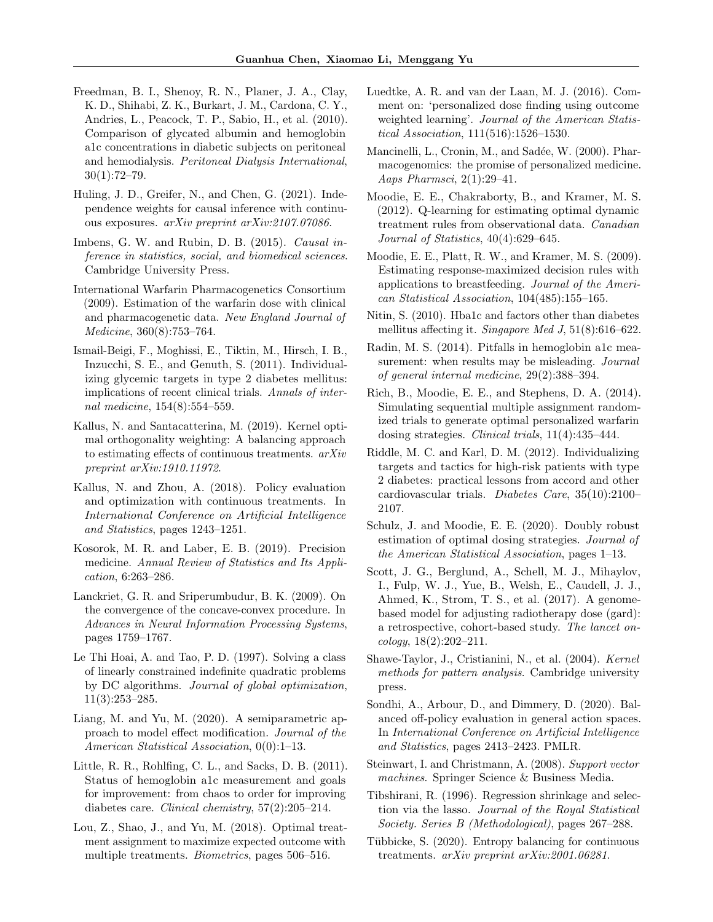Freedman, B. I., Shenoy, R. N., Planer, J. A., Clay, K. D., Shihabi, Z. K., Burkart, J. M., Cardona, C. Y., Andries, L., Peacock, T. P., Sabio, H., et al. (2010). Comparison of glycated albumin and hemoglobin a1c concentrations in diabetic subjects on peritoneal and hemodialysis. *Peritoneal Dialysis International*, 30(1):72–79.

Huling, J. D., Greifer, N., and Chen, G. (2021). Independence weights for causal inference with continuous exposures. *arXiv preprint arXiv:2107.07086*.

Imbens, G. W. and Rubin, D. B. (2015). *Causal inference in statistics, social, and biomedical sciences*. Cambridge University Press.

International Warfarin Pharmacogenetics Consortium (2009). Estimation of the warfarin dose with clinical and pharmacogenetic data. *New England Journal of Medicine*, 360(8):753–764.

Ismail-Beigi, F., Moghissi, E., Tiktin, M., Hirsch, I. B., Inzucchi, S. E., and Genuth, S. (2011). Individualizing glycemic targets in type 2 diabetes mellitus: implications of recent clinical trials. *Annals of internal medicine*, 154(8):554–559.

Kallus, N. and Santacatterina, M. (2019). Kernel optimal orthogonality weighting: A balancing approach to estimating effects of continuous treatments. *arXiv preprint arXiv:1910.11972*.

Kallus, N. and Zhou, A. (2018). Policy evaluation and optimization with continuous treatments. In *International Conference on Artificial Intelligence and Statistics*, pages 1243–1251.

Kosorok, M. R. and Laber, E. B. (2019). Precision medicine. *Annual Review of Statistics and Its Application*, 6:263–286.

Lanckriet, G. R. and Sriperumbudur, B. K. (2009). On the convergence of the concave-convex procedure. In *Advances in Neural Information Processing Systems*, pages 1759–1767.

Le Thi Hoai, A. and Tao, P. D. (1997). Solving a class of linearly constrained indefinite quadratic problems by DC algorithms. *Journal of global optimization*, 11(3):253–285.

Liang, M. and Yu, M. (2020). A semiparametric approach to model effect modification. *Journal of the American Statistical Association*, 0(0):1–13.

Little, R. R., Rohlfing, C. L., and Sacks, D. B. (2011). Status of hemoglobin a1c measurement and goals for improvement: from chaos to order for improving diabetes care. *Clinical chemistry*, 57(2):205–214.

Lou, Z., Shao, J., and Yu, M. (2018). Optimal treatment assignment to maximize expected outcome with multiple treatments. *Biometrics*, pages 506–516.

Luedtke, A. R. and van der Laan, M. J. (2016). Comment on: 'personalized dose finding using outcome weighted learning'. *Journal of the American Statistical Association*, 111(516):1526–1530.

Mancinelli, L., Cronin, M., and Sadée, W. (2000). Pharmacogenomics: the promise of personalized medicine. *Aaps Pharmsci*, 2(1):29–41.

Moodie, E. E., Chakraborty, B., and Kramer, M. S. (2012). Q-learning for estimating optimal dynamic treatment rules from observational data. *Canadian Journal of Statistics*, 40(4):629–645.

Moodie, E. E., Platt, R. W., and Kramer, M. S. (2009). Estimating response-maximized decision rules with applications to breastfeeding. *Journal of the American Statistical Association*, 104(485):155–165.

Nitin, S. (2010). Hba1c and factors other than diabetes mellitus affecting it. *Singapore Med J*, 51(8):616–622.

Radin, M. S. (2014). Pitfalls in hemoglobin a1c measurement: when results may be misleading. *Journal of general internal medicine*, 29(2):388–394.

Rich, B., Moodie, E. E., and Stephens, D. A. (2014). Simulating sequential multiple assignment randomized trials to generate optimal personalized warfarin dosing strategies. *Clinical trials*, 11(4):435–444.

Riddle, M. C. and Karl, D. M. (2012). Individualizing targets and tactics for high-risk patients with type 2 diabetes: practical lessons from accord and other cardiovascular trials. *Diabetes Care*, 35(10):2100–2107.

Schulz, J. and Moodie, E. E. (2020). Doubly robust estimation of optimal dosing strategies. *Journal of the American Statistical Association*, pages 1–13.

Scott, J. G., Berglund, A., Schell, M. J., Mihaylov, I., Fulp, W. J., Yue, B., Welsh, E., Caudell, J. J., Ahmed, K., Strom, T. S., et al. (2017). A genome-based model for adjusting radiotherapy dose (gard): a retrospective, cohort-based study. *The lancet oncology*, 18(2):202–211.

Shawe-Taylor, J., Cristianini, N., et al. (2004). *Kernel methods for pattern analysis*. Cambridge university press.

Sondhi, A., Arbour, D., and Dimmery, D. (2020). Balanced off-policy evaluation in general action spaces. In *International Conference on Artificial Intelligence and Statistics*, pages 2413–2423. PMLR.

Steinwart, I. and Christmann, A. (2008). *Support vector machines*. Springer Science & Business Media.

Tibshirani, R. (1996). Regression shrinkage and selection via the lasso. *Journal of the Royal Statistical Society. Series B (Methodological)*, pages 267–288.

Tübbicke, S. (2020). Entropy balancing for continuous treatments. *arXiv preprint arXiv:2001.06281*.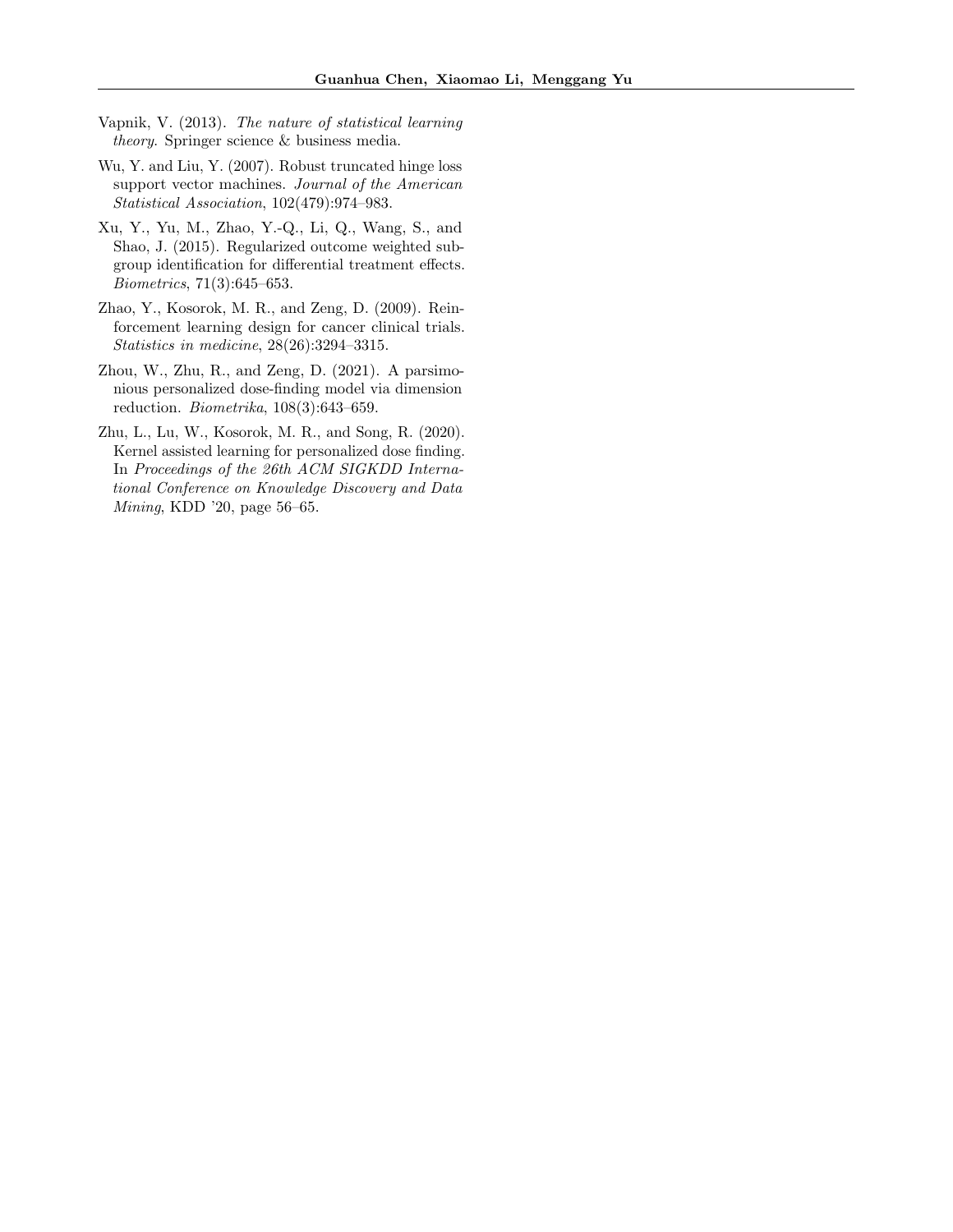Vapnik, V. (2013). *The nature of statistical learning theory*. Springer science & business media.

Wu, Y. and Liu, Y. (2007). Robust truncated hinge loss support vector machines. *Journal of the American Statistical Association*, 102(479):974–983.

Xu, Y., Yu, M., Zhao, Y.-Q., Li, Q., Wang, S., and Shao, J. (2015). Regularized outcome weighted subgroup identification for differential treatment effects. *Biometrics*, 71(3):645–653.

Zhao, Y., Kosorok, M. R., and Zeng, D. (2009). Reinforcement learning design for cancer clinical trials. *Statistics in medicine*, 28(26):3294–3315.

Zhou, W., Zhu, R., and Zeng, D. (2021). A parsimonious personalized dose-finding model via dimension reduction. *Biometrika*, 108(3):643–659.

Zhu, L., Lu, W., Kosorok, M. R., and Song, R. (2020). Kernel assisted learning for personalized dose finding. In *Proceedings of the 26th ACM SIGKDD International Conference on Knowledge Discovery and Data Mining*, KDD '20, page 56–65.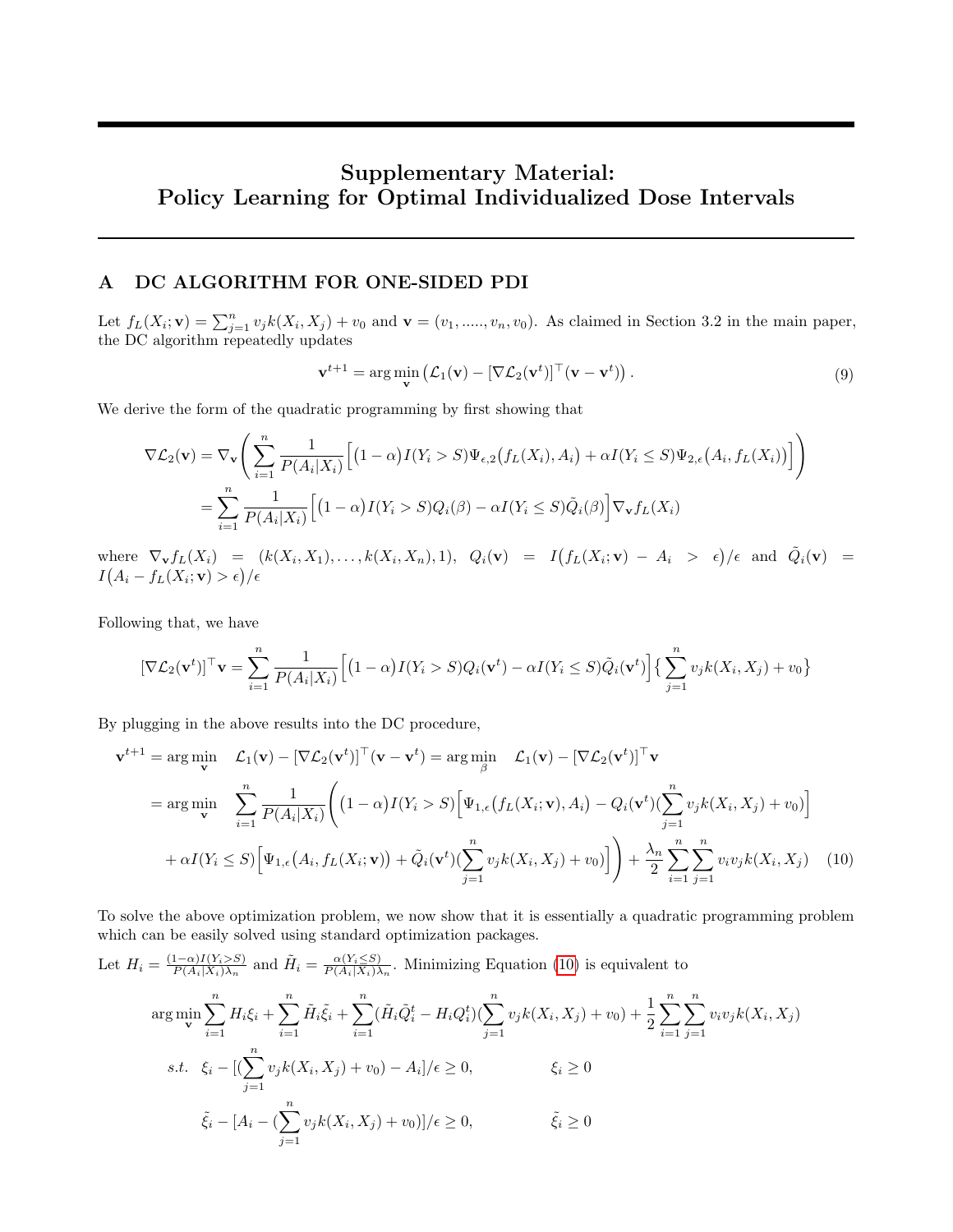# Supplementary Material: Policy Learning for Optimal Individualized Dose Intervals

## A DC ALGORITHM FOR ONE-SIDED PDI

Let $f_L(X_i; \mathbf{v}) = \sum_{j=1}^{n} v_j k(X_i, X_j) + v_0$ and $\mathbf{v} = (v_1, \ldots\ldots, v_n, v_0)$. As claimed in Section 3.2 in the main paper, the DC algorithm repeatedly updates

$$\mathbf{v}^{t+1} = \arg\min_{\mathbf{v}} \left( \mathcal{L}_1(\mathbf{v}) - [\nabla \mathcal{L}_2(\mathbf{v}^t)]^\top (\mathbf{v} - \mathbf{v}^t) \right). \tag{9}$$

We derive the form of the quadratic programming by first showing that

$$\begin{aligned}
\nabla \mathcal{L}_2(\mathbf{v}) &= \nabla_{\mathbf{v}} \left( \sum_{i=1}^{n} \frac{1}{P(A_i|X_i)} \Big[ (1-\alpha) I(Y_i > S) \Psi_{\epsilon,2}\big(f_L(X_i), A_i\big) + \alpha I(Y_i \le S) \Psi_{2,\epsilon}\big(A_i, f_L(X_i)\big) \Big] \right) \\
&= \sum_{i=1}^{n} \frac{1}{P(A_i|X_i)} \Big[ (1-\alpha) I(Y_i > S) Q_i(\beta) - \alpha I(Y_i \le S) \tilde{Q}_i(\beta) \Big] \nabla_{\mathbf{v}} f_L(X_i)
\end{aligned}$$

where $\nabla_{\mathbf{v}} f_L(X_i) = (k(X_i, X_1), \ldots, k(X_i, X_n), 1)$, $Q_i(\mathbf{v}) = I\big(f_L(X_i; \mathbf{v}) - A_i > \epsilon\big)/\epsilon$ and $\tilde{Q}_i(\mathbf{v}) = I\big(A_i - f_L(X_i; \mathbf{v}) > \epsilon\big)/\epsilon$

Following that, we have

$$[\nabla \mathcal{L}_2(\mathbf{v}^t)]^\top \mathbf{v} = \sum_{i=1}^{n} \frac{1}{P(A_i|X_i)} \Big[ (1-\alpha) I(Y_i > S) Q_i(\mathbf{v}^t) - \alpha I(Y_i \le S) \tilde{Q}_i(\mathbf{v}^t) \Big] \Big\{ \sum_{j=1}^{n} v_j k(X_i, X_j) + v_0 \Big\}$$

By plugging in the above results into the DC procedure,

$$\begin{aligned}
\mathbf{v}^{t+1} &= \arg\min_{\mathbf{v}} \quad \mathcal{L}_1(\mathbf{v}) - [\nabla \mathcal{L}_2(\mathbf{v}^t)]^\top (\mathbf{v} - \mathbf{v}^t) = \arg\min_{\beta} \quad \mathcal{L}_1(\mathbf{v}) - [\nabla \mathcal{L}_2(\mathbf{v}^t)]^\top \mathbf{v} \\
&= \arg\min_{\mathbf{v}} \quad \sum_{i=1}^{n} \frac{1}{P(A_i|X_i)} \Bigg( (1-\alpha) I(Y_i > S) \Big[ \Psi_{1,\epsilon}\big(f_L(X_i; \mathbf{v}), A_i\big) - Q_i(\mathbf{v}^t) (\sum_{j=1}^{n} v_j k(X_i, X_j) + v_0) \Big] \\
&\quad + \alpha I(Y_i \le S) \Big[ \Psi_{1,\epsilon}\big(A_i, f_L(X_i; \mathbf{v})\big) + \tilde{Q}_i(\mathbf{v}^t) (\sum_{j=1}^{n} v_j k(X_i, X_j) + v_0) \Big] \Bigg) + \frac{\lambda_n}{2} \sum_{i=1}^{n} \sum_{j=1}^{n} v_i v_j k(X_i, X_j)
\end{aligned} \tag{10}$$

To solve the above optimization problem, we now show that it is essentially a quadratic programming problem which can be easily solved using standard optimization packages.

Let $H_i = \frac{(1-\alpha) I(Y_i > S)}{P(A_i|X_i) \lambda_n}$ and $\tilde{H}_i = \frac{\alpha (Y_i \le S)}{P(A_i|X_i) \lambda_n}$. Minimizing Equation (10) is equivalent to

$$\begin{aligned}
&\arg\min_{\mathbf{v}} \sum_{i=1}^{n} H_i \xi_i + \sum_{i=1}^{n} \tilde{H}_i \tilde{\xi}_i + \sum_{i=1}^{n} (\tilde{H}_i \tilde{Q}_i^t - H_i Q_i^t) (\sum_{j=1}^{n} v_j k(X_i, X_j) + v_0) + \frac{1}{2} \sum_{i=1}^{n} \sum_{j=1}^{n} v_i v_j k(X_i, X_j) \\
&s.t. \quad \xi_i - [(\sum_{j=1}^{n} v_j k(X_i, X_j) + v_0) - A_i]/\epsilon \ge 0, \qquad\qquad \xi_i \ge 0 \\
&\qquad\ \ \tilde{\xi}_i - [A_i - (\sum_{j=1}^{n} v_j k(X_i, X_j) + v_0)]/\epsilon \ge 0, \qquad\qquad \tilde{\xi}_i \ge 0
\end{aligned}$$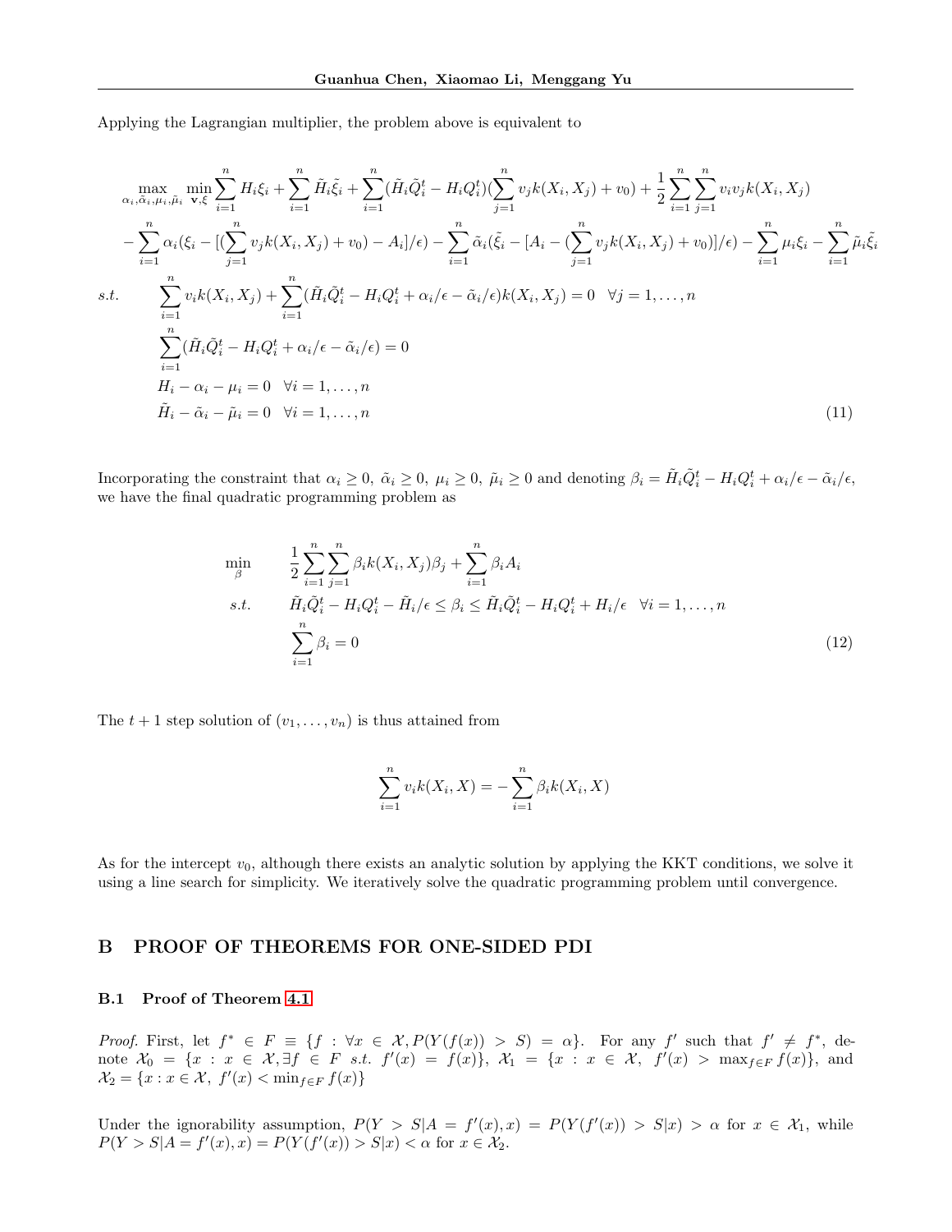Applying the Lagrangian multiplier, the problem above is equivalent to

$$
\begin{aligned}
&\max_{\alpha_i,\tilde{\alpha}_i,\mu_i,\tilde{\mu}_i} \min_{\mathbf{v},\xi} \sum_{i=1}^n H_i\xi_i + \sum_{i=1}^n \tilde{H}_i\tilde{\xi}_i + \sum_{i=1}^n (\tilde{H}_i\tilde{Q}_i^t - H_iQ_i^t)(\sum_{j=1}^n v_jk(X_i,X_j)+v_0) + \frac{1}{2}\sum_{i=1}^n\sum_{j=1}^n v_iv_jk(X_i,X_j) \\
&\quad - \sum_{i=1}^n \alpha_i(\xi_i - [(\sum_{j=1}^n v_jk(X_i,X_j)+v_0) - A_i]/\epsilon) - \sum_{i=1}^n \tilde{\alpha}_i(\tilde{\xi}_i - [A_i - (\sum_{j=1}^n v_jk(X_i,X_j)+v_0)]/\epsilon) - \sum_{i=1}^n \mu_i\xi_i - \sum_{i=1}^n \tilde{\mu}_i\tilde{\xi}_i \\
&s.t. \quad \sum_{i=1}^n v_ik(X_i,X_j) + \sum_{i=1}^n (\tilde{H}_i\tilde{Q}_i^t - H_iQ_i^t + \alpha_i/\epsilon - \tilde{\alpha}_i/\epsilon)k(X_i,X_j) = 0 \quad \forall j=1,\ldots,n \\
&\qquad \sum_{i=1}^n (\tilde{H}_i\tilde{Q}_i^t - H_iQ_i^t + \alpha_i/\epsilon - \tilde{\alpha}_i/\epsilon) = 0 \\
&\qquad H_i - \alpha_i - \mu_i = 0 \quad \forall i=1,\ldots,n \\
&\qquad \tilde{H}_i - \tilde{\alpha}_i - \tilde{\mu}_i = 0 \quad \forall i=1,\ldots,n
\end{aligned} \tag{11}
$$

Incorporating the constraint that $\alpha_i \geq 0,\ \tilde{\alpha}_i \geq 0,\ \mu_i \geq 0,\ \tilde{\mu}_i \geq 0$ and denoting $\beta_i = \tilde{H}_i\tilde{Q}_i^t - H_iQ_i^t + \alpha_i/\epsilon - \tilde{\alpha}_i/\epsilon$, we have the final quadratic programming problem as

$$
\begin{aligned}
\min_{\beta} \quad & \frac{1}{2}\sum_{i=1}^n\sum_{j=1}^n \beta_ik(X_i,X_j)\beta_j + \sum_{i=1}^n \beta_iA_i \\
s.t. \quad & \tilde{H}_i\tilde{Q}_i^t - H_iQ_i^t - \tilde{H}_i/\epsilon \leq \beta_i \leq \tilde{H}_i\tilde{Q}_i^t - H_iQ_i^t + H_i/\epsilon \quad \forall i=1,\ldots,n \\
& \sum_{i=1}^n \beta_i = 0
\end{aligned} \tag{12}
$$

The $t+1$ step solution of $(v_1,\ldots,v_n)$ is thus attained from

$$
\sum_{i=1}^n v_ik(X_i,X) = -\sum_{i=1}^n \beta_ik(X_i,X)
$$

As for the intercept $v_0$, although there exists an analytic solution by applying the KKT conditions, we solve it using a line search for simplicity. We iteratively solve the quadratic programming problem until convergence.

## B PROOF OF THEOREMS FOR ONE-SIDED PDI

### B.1 Proof of Theorem 4.1

*Proof.* First, let $f^* \in F \equiv \{f : \forall x \in \mathcal{X}, P(Y(f(x)) > S) = \alpha\}$. For any $f'$ such that $f' \neq f^*$, denote $\mathcal{X}_0 = \{x : x \in \mathcal{X}, \exists f \in F \ s.t.\ f'(x) = f(x)\}$, $\mathcal{X}_1 = \{x : x \in \mathcal{X},\ f'(x) > \max_{f\in F} f(x)\}$, and $\mathcal{X}_2 = \{x : x \in \mathcal{X},\ f'(x) < \min_{f\in F} f(x)\}$

Under the ignorability assumption, $P(Y > S|A = f'(x), x) = P(Y(f'(x)) > S|x) > \alpha$ for $x \in \mathcal{X}_1$, while $P(Y > S|A = f'(x), x) = P(Y(f'(x)) > S|x) < \alpha$ for $x \in \mathcal{X}_2$.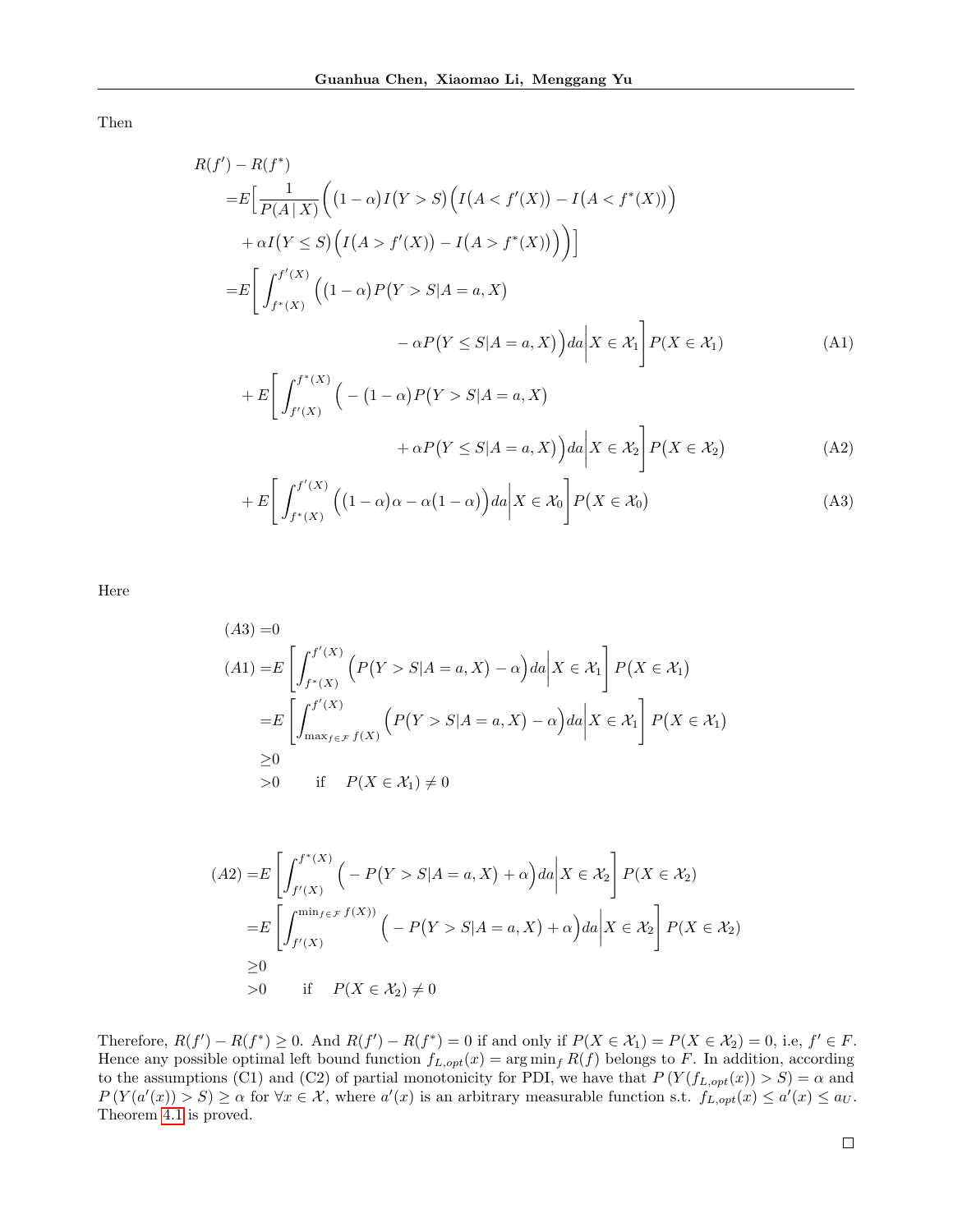Then

$$
\begin{aligned}
&R(f') - R(f^*) \\
=&E\Big[\frac{1}{P(A\,|\,X)}\Big(\big(1-\alpha\big)I\big(Y>S\big)\Big(I\big(A<f'(X)\big)-I\big(A<f^*(X)\big)\Big) \\
&+\alpha I\big(Y\le S\big)\Big(I\big(A>f'(X)\big)-I\big(A>f^*(X)\big)\Big)\Big)\Big] \\
=&E\left[\int_{f^*(X)}^{f'(X)}\Big(\big(1-\alpha\big)P\big(Y>S|A=a,X\big) \right. \\
&\left.\qquad -\alpha P\big(Y\le S|A=a,X\big)\Big)da\middle|X\in\mathcal{X}_1\right]P\big(X\in\mathcal{X}_1\big) \qquad \text{(A1)} \\
&+E\left[\int_{f'(X)}^{f^*(X)}\Big(-\big(1-\alpha\big)P\big(Y>S|A=a,X\big)\right. \\
&\left.\qquad +\alpha P\big(Y\le S|A=a,X\big)\Big)da\middle|X\in\mathcal{X}_2\right]P\big(X\in\mathcal{X}_2\big) \qquad \text{(A2)} \\
&+E\left[\int_{f^*(X)}^{f'(X)}\Big(\big(1-\alpha\big)\alpha-\alpha\big(1-\alpha\big)\Big)da\middle|X\in\mathcal{X}_0\right]P\big(X\in\mathcal{X}_0\big) \qquad \text{(A3)}
\end{aligned}
$$

Here

$$
\begin{aligned}
(A3) =&0 \\
(A1) =&E\left[\int_{f^*(X)}^{f'(X)}\Big(P\big(Y>S|A=a,X\big)-\alpha\Big)da\middle|X\in\mathcal{X}_1\right]P\big(X\in\mathcal{X}_1\big) \\
=&E\left[\int_{\max_{f\in\mathcal{F}}f(X)}^{f'(X)}\Big(P\big(Y>S|A=a,X\big)-\alpha\Big)da\middle|X\in\mathcal{X}_1\right]P\big(X\in\mathcal{X}_1\big) \\
\ge&0 \\
>&0 \qquad \text{if} \quad P(X\in\mathcal{X}_1)\neq 0
\end{aligned}
$$

$$
\begin{aligned}
(A2) =&E\left[\int_{f'(X)}^{f^*(X)}\Big(-P\big(Y>S|A=a,X\big)+\alpha\Big)da\middle|X\in\mathcal{X}_2\right]P\big(X\in\mathcal{X}_2\big) \\
=&E\left[\int_{f'(X)}^{\min_{f\in\mathcal{F}}f(X))}\Big(-P\big(Y>S|A=a,X\big)+\alpha\Big)da\middle|X\in\mathcal{X}_2\right]P\big(X\in\mathcal{X}_2\big) \\
\ge&0 \\
>&0 \qquad \text{if} \quad P(X\in\mathcal{X}_2)\neq 0
\end{aligned}
$$

Therefore, $R(f') - R(f^*) \geq 0$. And $R(f') - R(f^*) = 0$ if and only if $P(X \in \mathcal{X}_1) = P(X \in \mathcal{X}_2) = 0$, i.e, $f' \in F$. Hence any possible optimal left bound function $f_{L,opt}(x) = \arg\min_f R(f)$ belongs to $F$. In addition, according to the assumptions (C1) and (C2) of partial monotonicity for PDI, we have that $P\left(Y(f_{L,opt}(x)) > S\right) = \alpha$ and $P\left(Y(a'(x)) > S\right) \geq \alpha$ for $\forall x \in \mathcal{X}$, where $a'(x)$ is an arbitrary measurable function s.t. $f_{L,opt}(x) \leq a'(x) \leq a_U$. Theorem 4.1 is proved.

□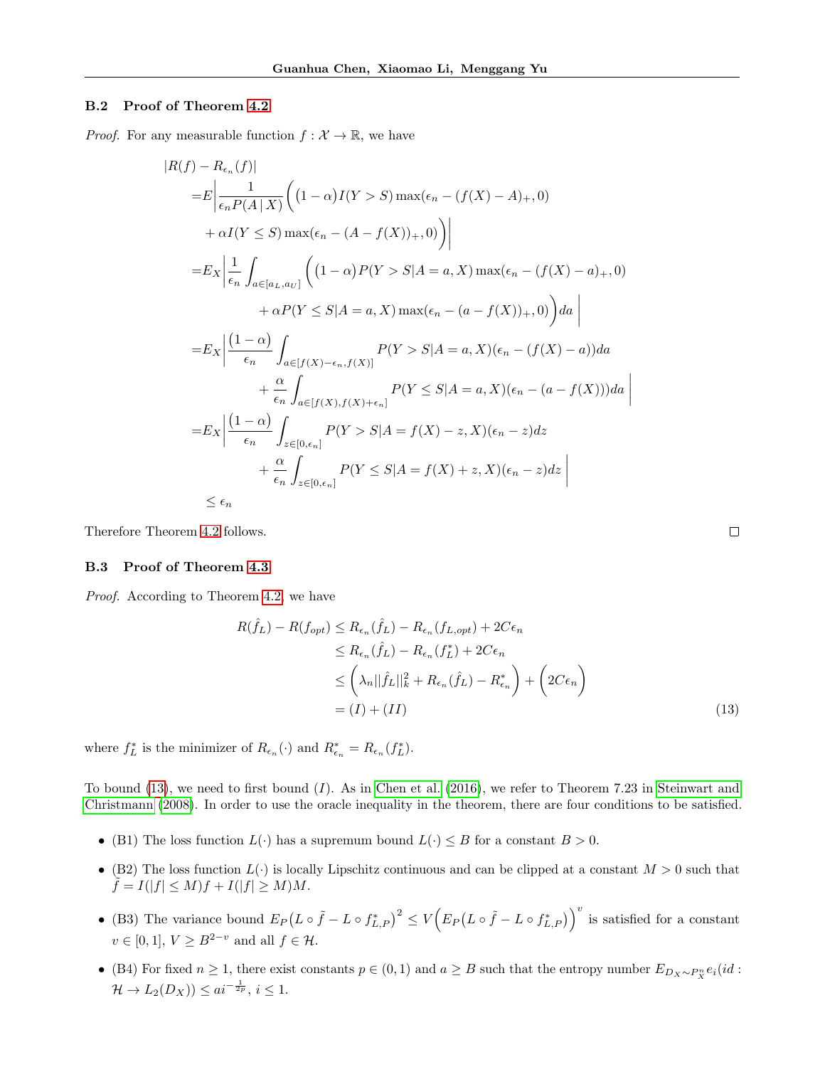### B.2 Proof of Theorem 4.2

*Proof.* For any measurable function $f : \mathcal{X} \to \mathbb{R}$, we have

$$
\begin{aligned}
&|R(f) - R_{\epsilon_n}(f)| \\
=& E\bigg|\frac{1}{\epsilon_n P(A\,|\,X)}\bigg((1-\alpha)I(Y > S)\max(\epsilon_n - (f(X) - A)_+, 0) \\
&+ \alpha I(Y \le S)\max(\epsilon_n - (A - f(X))_+, 0)\bigg)\bigg| \\
=& E_X\bigg|\frac{1}{\epsilon_n}\int_{a\in[a_L, a_U]}\bigg((1-\alpha)P(Y > S|A = a, X)\max(\epsilon_n - (f(X) - a)_+, 0) \\
&+ \alpha P(Y \le S|A = a, X)\max(\epsilon_n - (a - f(X))_+, 0)\bigg)da\bigg| \\
=& E_X\bigg|\frac{(1-\alpha)}{\epsilon_n}\int_{a\in[f(X)-\epsilon_n, f(X)]} P(Y > S|A = a, X)(\epsilon_n - (f(X) - a))da \\
&+ \frac{\alpha}{\epsilon_n}\int_{a\in[f(X), f(X)+\epsilon_n]} P(Y \le S|A = a, X)(\epsilon_n - (a - f(X)))da\bigg| \\
=& E_X\bigg|\frac{(1-\alpha)}{\epsilon_n}\int_{z\in[0,\epsilon_n]} P(Y > S|A = f(X) - z, X)(\epsilon_n - z)dz \\
&+ \frac{\alpha}{\epsilon_n}\int_{z\in[0,\epsilon_n]} P(Y \le S|A = f(X) + z, X)(\epsilon_n - z)dz\bigg| \\
\le& \epsilon_n
\end{aligned}
$$

Therefore Theorem 4.2 follows. □

### B.3 Proof of Theorem 4.3

*Proof.* According to Theorem 4.2, we have

$$
\begin{aligned}
R(\hat{f}_L) - R(f_{opt}) &\le R_{\epsilon_n}(\hat{f}_L) - R_{\epsilon_n}(f_{L,opt}) + 2C\epsilon_n \\
&\le R_{\epsilon_n}(\hat{f}_L) - R_{\epsilon_n}(f_L^*) + 2C\epsilon_n \\
&\le \Big(\lambda_n||\hat{f}_L||_k^2 + R_{\epsilon_n}(\hat{f}_L) - R_{\epsilon_n}^*\Big) + \Big(2C\epsilon_n\Big) \\
&= (I) + (II)
\end{aligned}
\tag{13}
$$

where $f_L^*$ is the minimizer of $R_{\epsilon_n}(\cdot)$ and $R_{\epsilon_n}^* = R_{\epsilon_n}(f_L^*)$.

To bound (13), we need to first bound $(I)$. As in Chen et al. (2016), we refer to Theorem 7.23 in Steinwart and Christmann (2008). In order to use the oracle inequality in the theorem, there are four conditions to be satisfied.

- (B1) The loss function $L(\cdot)$ has a supremum bound $L(\cdot) \le B$ for a constant $B > 0$.
- (B2) The loss function $L(\cdot)$ is locally Lipschitz continuous and can be clipped at a constant $M > 0$ such that $\tilde{f} = I(|f| \le M)f + I(|f| \ge M)M$.
- (B3) The variance bound $E_P\big(L \circ \tilde{f} - L \circ f_{L,P}^*\big)^2 \le V\Big(E_P\big(L \circ \tilde{f} - L \circ f_{L,P}^*\big)\Big)^v$ is satisfied for a constant $v \in [0, 1]$, $V \ge B^{2-v}$ and all $f \in \mathcal{H}$.
- (B4) For fixed $n \ge 1$, there exist constants $p \in (0, 1)$ and $a \ge B$ such that the entropy number $E_{D_X \sim P_X^n} e_i(id : \mathcal{H} \to L_2(D_X)) \le ai^{-\frac{1}{2p}}$, $i \le 1$.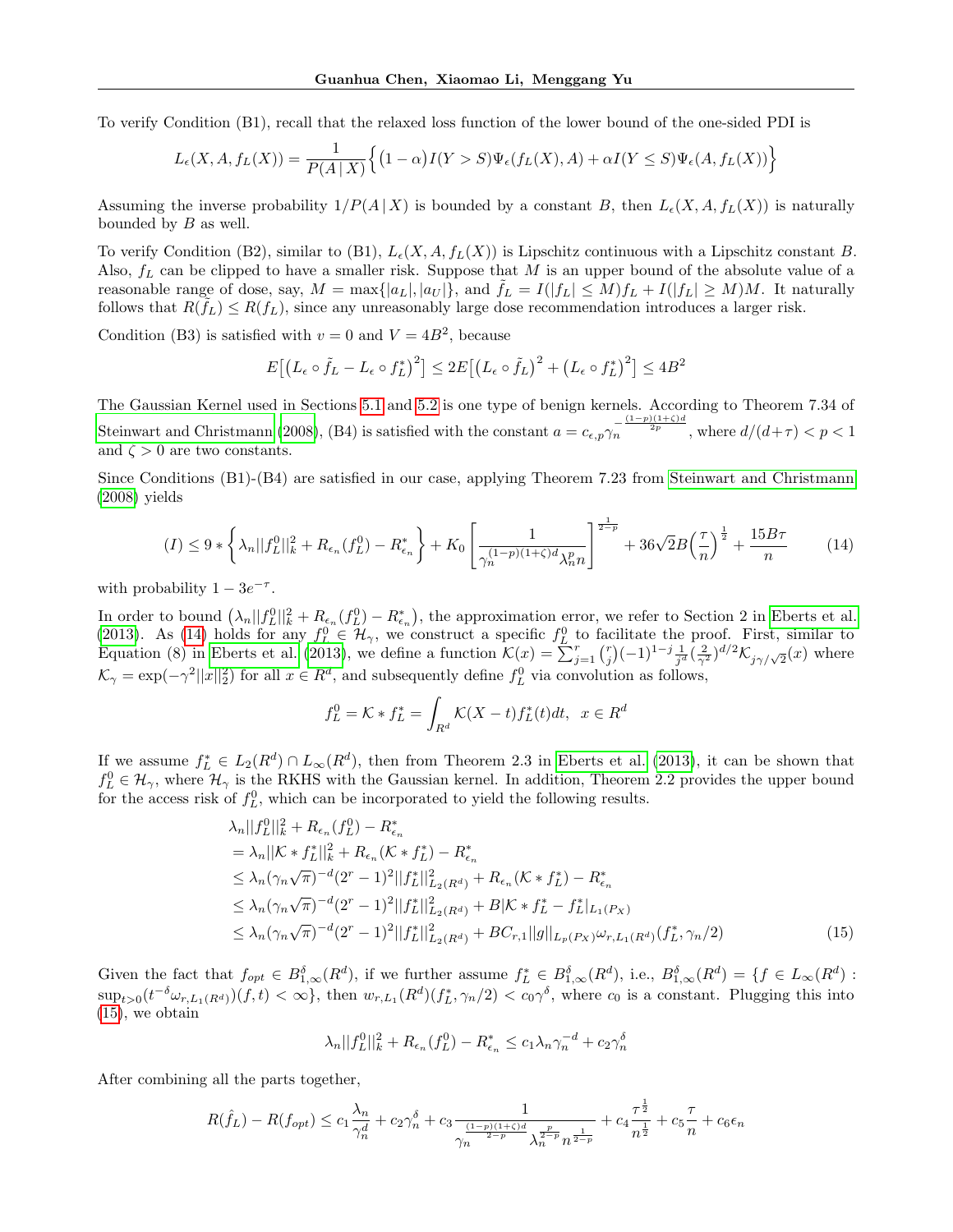To verify Condition (B1), recall that the relaxed loss function of the lower bound of the one-sided PDI is

$$L_\epsilon(X, A, f_L(X)) = \frac{1}{P(A\,|\,X)}\Big\{\big(1-\alpha\big)I(Y > S)\Psi_\epsilon(f_L(X), A) + \alpha I(Y \le S)\Psi_\epsilon(A, f_L(X))\Big\}$$

Assuming the inverse probability $1/P(A\,|\,X)$ is bounded by a constant $B$, then $L_\epsilon(X, A, f_L(X))$ is naturally bounded by $B$ as well.

To verify Condition (B2), similar to (B1), $L_\epsilon(X, A, f_L(X))$ is Lipschitz continuous with a Lipschitz constant $B$. Also, $f_L$ can be clipped to have a smaller risk. Suppose that $M$ is an upper bound of the absolute value of a reasonable range of dose, say, $M = \max\{|a_L|, |a_U|\}$, and $\tilde{f}_L = I(|f_L| \le M)f_L + I(|f_L| \ge M)M$. It naturally follows that $R(\tilde{f}_L) \le R(f_L)$, since any unreasonably large dose recommendation introduces a larger risk.

Condition (B3) is satisfied with $v = 0$ and $V = 4B^2$, because

$$E\big[\big(L_\epsilon \circ \tilde{f}_L - L_\epsilon \circ f_L^*\big)^2\big] \le 2E\big[\big(L_\epsilon \circ \tilde{f}_L\big)^2 + \big(L_\epsilon \circ f_L^*\big)^2\big] \le 4B^2$$

The Gaussian Kernel used in Sections 5.1 and 5.2 is one type of benign kernels. According to Theorem 7.34 of Steinwart and Christmann (2008), (B4) is satisfied with the constant $a = c_{\epsilon,p}\gamma_n^{-\frac{(1-p)(1+\zeta)d}{2p}}$, where $d/(d+\tau) < p < 1$ and $\zeta > 0$ are two constants.

Since Conditions (B1)-(B4) are satisfied in our case, applying Theorem 7.23 from Steinwart and Christmann (2008) yields

$$(I) \le 9 * \Big\{\lambda_n||f_L^0||_k^2 + R_{\epsilon_n}(f_L^0) - R_{\epsilon_n}^*\Big\} + K_0\left[\frac{1}{\gamma_n^{(1-p)(1+\zeta)d}\lambda_n^p n}\right]^{\frac{1}{2-p}} + 36\sqrt{2}B\Big(\frac{\tau}{n}\Big)^{\frac{1}{2}} + \frac{15B\tau}{n} \tag{14}$$

with probability $1 - 3e^{-\tau}$.

In order to bound $\big(\lambda_n||f_L^0||_k^2 + R_{\epsilon_n}(f_L^0) - R_{\epsilon_n}^*\big)$, the approximation error, we refer to Section 2 in Eberts et al. (2013). As (14) holds for any $f_L^0 \in \mathcal{H}_\gamma$, we construct a specific $f_L^0$ to facilitate the proof. First, similar to Equation (8) in Eberts et al. (2013), we define a function $\mathcal{K}(x) = \sum_{j=1}^r \binom{r}{j}(-1)^{1-j}\frac{1}{j^d}(\frac{2}{\gamma^2})^{d/2}\mathcal{K}_{j\gamma/\sqrt{2}}(x)$ where $\mathcal{K}_\gamma = \exp(-\gamma^2||x||_2^2)$ for all $x \in R^d$, and subsequently define $f_L^0$ via convolution as follows,

$$f_L^0 = \mathcal{K} * f_L^* = \int_{R^d} \mathcal{K}(X-t)f_L^*(t)dt, \;\; x \in R^d$$

If we assume $f_L^* \in L_2(R^d) \cap L_\infty(R^d)$, then from Theorem 2.3 in Eberts et al. (2013), it can be shown that $f_L^0 \in \mathcal{H}_\gamma$, where $\mathcal{H}_\gamma$ is the RKHS with the Gaussian kernel. In addition, Theorem 2.2 provides the upper bound for the access risk of $f_L^0$, which can be incorporated to yield the following results.

$$\begin{aligned}
&\lambda_n||f_L^0||_k^2 + R_{\epsilon_n}(f_L^0) - R_{\epsilon_n}^* \\
&= \lambda_n||\mathcal{K} * f_L^*||_k^2 + R_{\epsilon_n}(\mathcal{K} * f_L^*) - R_{\epsilon_n}^* \\
&\le \lambda_n(\gamma_n\sqrt{\pi})^{-d}(2^r - 1)^2||f_L^*||_{L_2(R^d)}^2 + R_{\epsilon_n}(\mathcal{K} * f_L^*) - R_{\epsilon_n}^* \\
&\le \lambda_n(\gamma_n\sqrt{\pi})^{-d}(2^r - 1)^2||f_L^*||_{L_2(R^d)}^2 + B|\mathcal{K} * f_L^* - f_L^*|_{L_1(P_X)} \\
&\le \lambda_n(\gamma_n\sqrt{\pi})^{-d}(2^r - 1)^2||f_L^*||_{L_2(R^d)}^2 + BC_{r,1}||g||_{L_p(P_X)}\omega_{r,L_1(R^d)}(f_L^*, \gamma_n/2)
\end{aligned} \tag{15}$$

Given the fact that $f_{opt} \in B_{1,\infty}^\delta(R^d)$, if we further assume $f_L^* \in B_{1,\infty}^\delta(R^d)$, i.e., $B_{1,\infty}^\delta(R^d) = \{f \in L_\infty(R^d) : \sup_{t>0}(t^{-\delta}\omega_{r,L_1(R^d)})(f,t) < \infty\}$, then $w_{r,L_1}(R^d)(f_L^*, \gamma_n/2) < c_0\gamma^\delta$, where $c_0$ is a constant. Plugging this into (15), we obtain

$$\lambda_n||f_L^0||_k^2 + R_{\epsilon_n}(f_L^0) - R_{\epsilon_n}^* \le c_1\lambda_n\gamma_n^{-d} + c_2\gamma_n^\delta$$

After combining all the parts together,

$$R(\hat{f}_L) - R(f_{opt}) \le c_1\frac{\lambda_n}{\gamma_n^d} + c_2\gamma_n^\delta + c_3\frac{1}{\gamma_n^{\frac{(1-p)(1+\zeta)d}{2-p}}\lambda_n^{\frac{p}{2-p}}n^{\frac{1}{2-p}}} + c_4\frac{\tau^{\frac{1}{2}}}{n^{\frac{1}{2}}} + c_5\frac{\tau}{n} + c_6\epsilon_n$$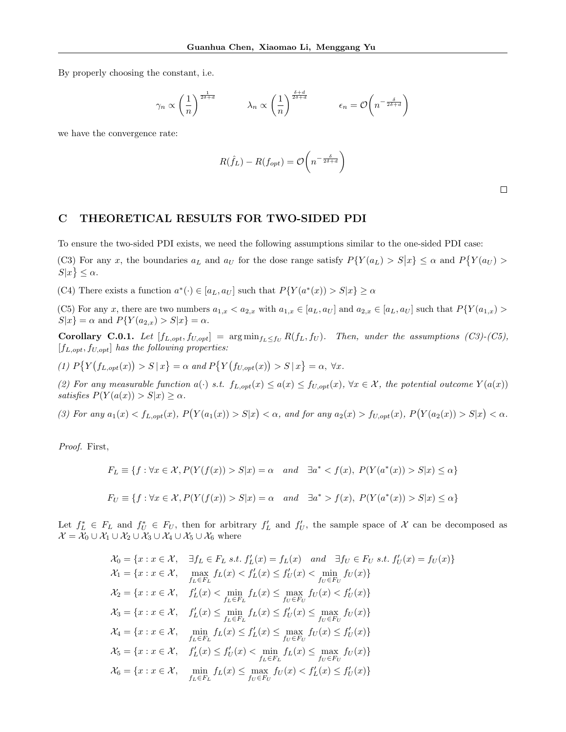By properly choosing the constant, i.e.

$$
\gamma_n \propto \left(\frac{1}{n}\right)^{\frac{1}{2\delta+d}} \qquad \lambda_n \propto \left(\frac{1}{n}\right)^{\frac{\delta+d}{2\delta+d}} \qquad \epsilon_n = \mathcal{O}\left(n^{-\frac{\delta}{2\delta+d}}\right)
$$

we have the convergence rate:

$$
R(\hat{f}_L) - R(f_{opt}) = \mathcal{O}\left(n^{-\frac{\delta}{2\delta+d}}\right)
$$

□

# C THEORETICAL RESULTS FOR TWO-SIDED PDI

To ensure the two-sided PDI exists, we need the following assumptions similar to the one-sided PDI case:

(C3) For any $x$, the boundaries $a_L$ and $a_U$ for the dose range satisfy $P\{Y(a_L) > S|x\} \leq \alpha$ and $P\{Y(a_U) > S|x\} \leq \alpha$.

(C4) There exists a function $a^*(\cdot) \in [a_L, a_U]$ such that $P\{Y(a^*(x)) > S|x\} \geq \alpha$

(C5) For any $x$, there are two numbers $a_{1,x} < a_{2,x}$ with $a_{1,x} \in [a_L, a_U]$ and $a_{2,x} \in [a_L, a_U]$ such that $P\{Y(a_{1,x}) > S|x\} = \alpha$ and $P\{Y(a_{2,x}) > S|x\} = \alpha$.

**Corollary C.0.1.** *Let $[f_{L,opt}, f_{U,opt}] = \arg\min_{f_L \leq f_U} R(f_L, f_U)$. Then, under the assumptions (C3)-(C5), $[f_{L,opt}, f_{U,opt}]$ has the following properties:*

*(1) $P\{Y(f_{L,opt}(x)) > S \mid x\} = \alpha$ and $P\{Y(f_{U,opt}(x)) > S \mid x\} = \alpha$, $\forall x$.*

*(2) For any measurable function $a(\cdot)$ s.t. $f_{L,opt}(x) \leq a(x) \leq f_{U,opt}(x)$, $\forall x \in \mathcal{X}$, the potential outcome $Y(a(x))$ satisfies $P(Y(a(x)) > S|x) \geq \alpha$.*

*(3) For any $a_1(x) < f_{L,opt}(x)$, $P(Y(a_1(x)) > S|x) < \alpha$, and for any $a_2(x) > f_{U,opt}(x)$, $P(Y(a_2(x)) > S|x) < \alpha$.*

*Proof.* First,

$$
F_L \equiv \{f : \forall x \in \mathcal{X}, P(Y(f(x)) > S|x) = \alpha \quad and \quad \exists a^* < f(x),\ P(Y(a^*(x)) > S|x) \leq \alpha\}
$$

$$
F_U \equiv \{f : \forall x \in \mathcal{X}, P(Y(f(x)) > S|x) = \alpha \quad and \quad \exists a^* > f(x),\ P(Y(a^*(x)) > S|x) \leq \alpha\}
$$

Let $f_L^* \in F_L$ and $f_U^* \in F_U$, then for arbitrary $f_L'$ and $f_U'$, the sample space of $\mathcal{X}$ can be decomposed as $\mathcal{X} = \mathcal{X}_0 \cup \mathcal{X}_1 \cup \mathcal{X}_2 \cup \mathcal{X}_3 \cup \mathcal{X}_4 \cup \mathcal{X}_5 \cup \mathcal{X}_6$ where

$$
\begin{aligned}
\mathcal{X}_0 &= \{x : x \in \mathcal{X}, \quad \exists f_L \in F_L \ s.t.\ f_L'(x) = f_L(x) \quad and \quad \exists f_U \in F_U \ s.t.\ f_U'(x) = f_U(x)\} \\
\mathcal{X}_1 &= \{x : x \in \mathcal{X}, \quad \max_{f_L \in F_L} f_L(x) < f_L'(x) \leq f_U'(x) < \min_{f_U \in F_U} f_U(x)\} \\
\mathcal{X}_2 &= \{x : x \in \mathcal{X}, \quad f_L'(x) < \min_{f_L \in F_L} f_L(x) \leq \max_{f_U \in F_U} f_U(x) < f_U'(x)\} \\
\mathcal{X}_3 &= \{x : x \in \mathcal{X}, \quad f_L'(x) \leq \min_{f_L \in F_L} f_L(x) \leq f_U'(x) \leq \max_{f_U \in F_U} f_U(x)\} \\
\mathcal{X}_4 &= \{x : x \in \mathcal{X}, \quad \min_{f_L \in F_L} f_L(x) \leq f_L'(x) \leq \max_{f_U \in F_U} f_U(x) \leq f_U'(x)\} \\
\mathcal{X}_5 &= \{x : x \in \mathcal{X}, \quad f_L'(x) \leq f_U'(x) < \min_{f_L \in F_L} f_L(x) \leq \max_{f_U \in F_U} f_U(x)\} \\
\mathcal{X}_6 &= \{x : x \in \mathcal{X}, \quad \min_{f_L \in F_L} f_L(x) \leq \max_{f_U \in F_U} f_U(x) < f_L'(x) \leq f_U'(x)\}
\end{aligned}
$$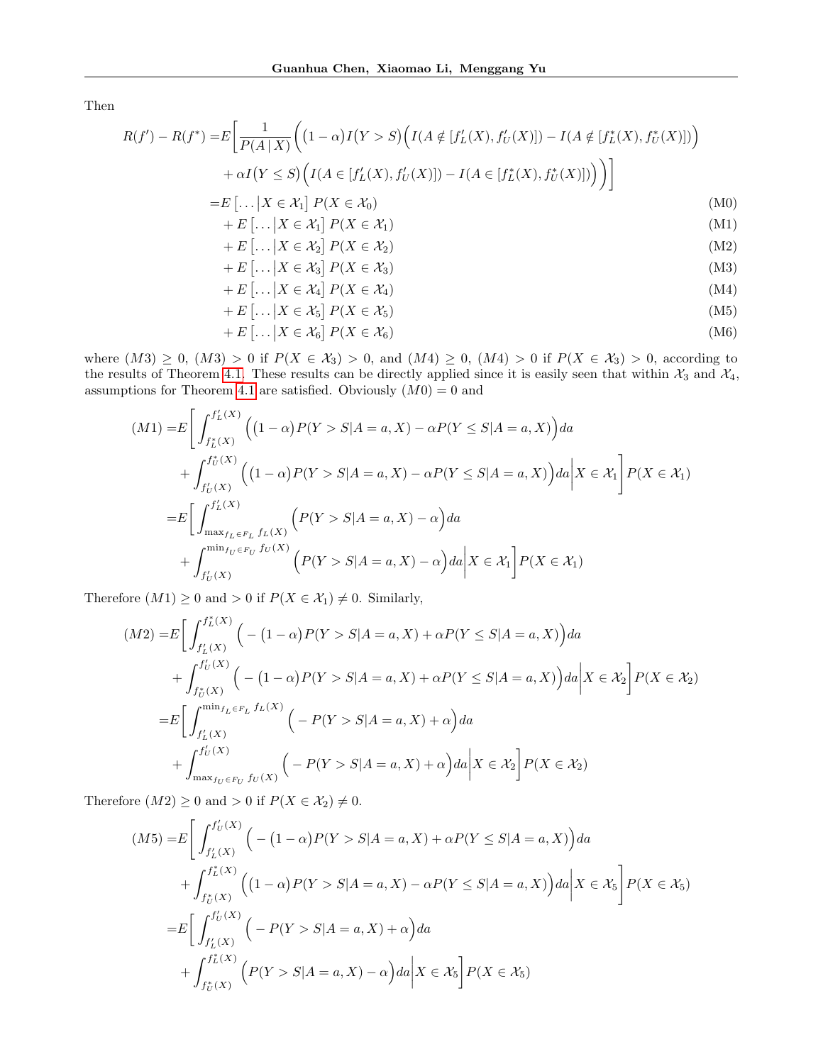Then

$$
\begin{aligned}
R(f') - R(f^*) =& E\bigg[\frac{1}{P(A\,|\,X)}\Big(\big(1-\alpha\big)I\big(Y > S\big)\Big(I(A \notin [f'_L(X), f'_U(X)]) - I(A \notin [f^*_L(X), f^*_U(X)])\Big) \\
&+ \alpha I\big(Y \le S\big)\Big(I(A \in [f'_L(X), f'_U(X)]) - I(A \in [f^*_L(X), f^*_U(X)])\Big)\Big)\bigg] \\
=& E\left[\dots\middle|X \in \mathcal{X}_1\right] P(X \in \mathcal{X}_0) \qquad \text{(M0)}\\
&+ E\left[\dots\middle|X \in \mathcal{X}_1\right] P(X \in \mathcal{X}_1) \qquad \text{(M1)}\\
&+ E\left[\dots\middle|X \in \mathcal{X}_2\right] P(X \in \mathcal{X}_2) \qquad \text{(M2)}\\
&+ E\left[\dots\middle|X \in \mathcal{X}_3\right] P(X \in \mathcal{X}_3) \qquad \text{(M3)}\\
&+ E\left[\dots\middle|X \in \mathcal{X}_4\right] P(X \in \mathcal{X}_4) \qquad \text{(M4)}\\
&+ E\left[\dots\middle|X \in \mathcal{X}_5\right] P(X \in \mathcal{X}_5) \qquad \text{(M5)}\\
&+ E\left[\dots\middle|X \in \mathcal{X}_6\right] P(X \in \mathcal{X}_6) \qquad \text{(M6)}
\end{aligned}
$$

where $(M3) \ge 0$, $(M3) > 0$ if $P(X \in \mathcal{X}_3) > 0$, and $(M4) \ge 0$, $(M4) > 0$ if $P(X \in \mathcal{X}_3) > 0$, according to the results of Theorem 4.1. These results can be directly applied since it is easily seen that within $\mathcal{X}_3$ and $\mathcal{X}_4$, assumptions for Theorem 4.1 are satisfied. Obviously $(M0) = 0$ and

$$
\begin{aligned}
(M1) =& E\bigg[\int_{f^*_L(X)}^{f'_L(X)}\Big(\big(1-\alpha\big)P(Y > S|A = a, X) - \alpha P(Y \le S|A = a, X)\Big)da \\
&+ \int_{f'_U(X)}^{f^*_U(X)}\Big(\big(1-\alpha\big)P(Y > S|A = a, X) - \alpha P(Y \le S|A = a, X)\Big)da\bigg|X \in \mathcal{X}_1\bigg] P(X \in \mathcal{X}_1) \\
=& E\bigg[\int_{\max_{f_L \in F_L} f_L(X)}^{f'_L(X)}\Big(P(Y > S|A = a, X) - \alpha\Big)da \\
&+ \int_{f'_U(X)}^{\min_{f_U \in F_U} f_U(X)}\Big(P(Y > S|A = a, X) - \alpha\Big)da\bigg|X \in \mathcal{X}_1\bigg] P(X \in \mathcal{X}_1)
\end{aligned}
$$

Therefore $(M1) \ge 0$ and $> 0$ if $P(X \in \mathcal{X}_1) \ne 0$. Similarly,

$$
\begin{aligned}
(M2) =& E\bigg[\int_{f'_L(X)}^{f^*_L(X)}\Big(-\big(1-\alpha\big)P(Y > S|A = a, X) + \alpha P(Y \le S|A = a, X)\Big)da \\
&+ \int_{f^*_U(X)}^{f'_U(X)}\Big(-\big(1-\alpha\big)P(Y > S|A = a, X) + \alpha P(Y \le S|A = a, X)\Big)da\bigg|X \in \mathcal{X}_2\bigg] P(X \in \mathcal{X}_2) \\
=& E\bigg[\int_{f'_L(X)}^{\min_{f_L \in F_L} f_L(X)}\Big(-P(Y > S|A = a, X) + \alpha\Big)da \\
&+ \int_{\max_{f_U \in F_U} f_U(X)}^{f'_U(X)}\Big(-P(Y > S|A = a, X) + \alpha\Big)da\bigg|X \in \mathcal{X}_2\bigg] P(X \in \mathcal{X}_2)
\end{aligned}
$$

Therefore $(M2) \ge 0$ and $> 0$ if $P(X \in \mathcal{X}_2) \ne 0$.

$$
\begin{aligned}
(M5) =& E\bigg[\int_{f'_L(X)}^{f'_U(X)}\Big(-\big(1-\alpha\big)P(Y > S|A = a, X) + \alpha P(Y \le S|A = a, X)\Big)da \\
&+ \int_{f^*_U(X)}^{f^*_L(X)}\Big(\big(1-\alpha\big)P(Y > S|A = a, X) - \alpha P(Y \le S|A = a, X)\Big)da\bigg|X \in \mathcal{X}_5\bigg] P(X \in \mathcal{X}_5) \\
=& E\bigg[\int_{f'_L(X)}^{f'_U(X)}\Big(-P(Y > S|A = a, X) + \alpha\Big)da \\
&+ \int_{f^*_U(X)}^{f^*_L(X)}\Big(P(Y > S|A = a, X) - \alpha\Big)da\bigg|X \in \mathcal{X}_5\bigg] P(X \in \mathcal{X}_5)
\end{aligned}
$$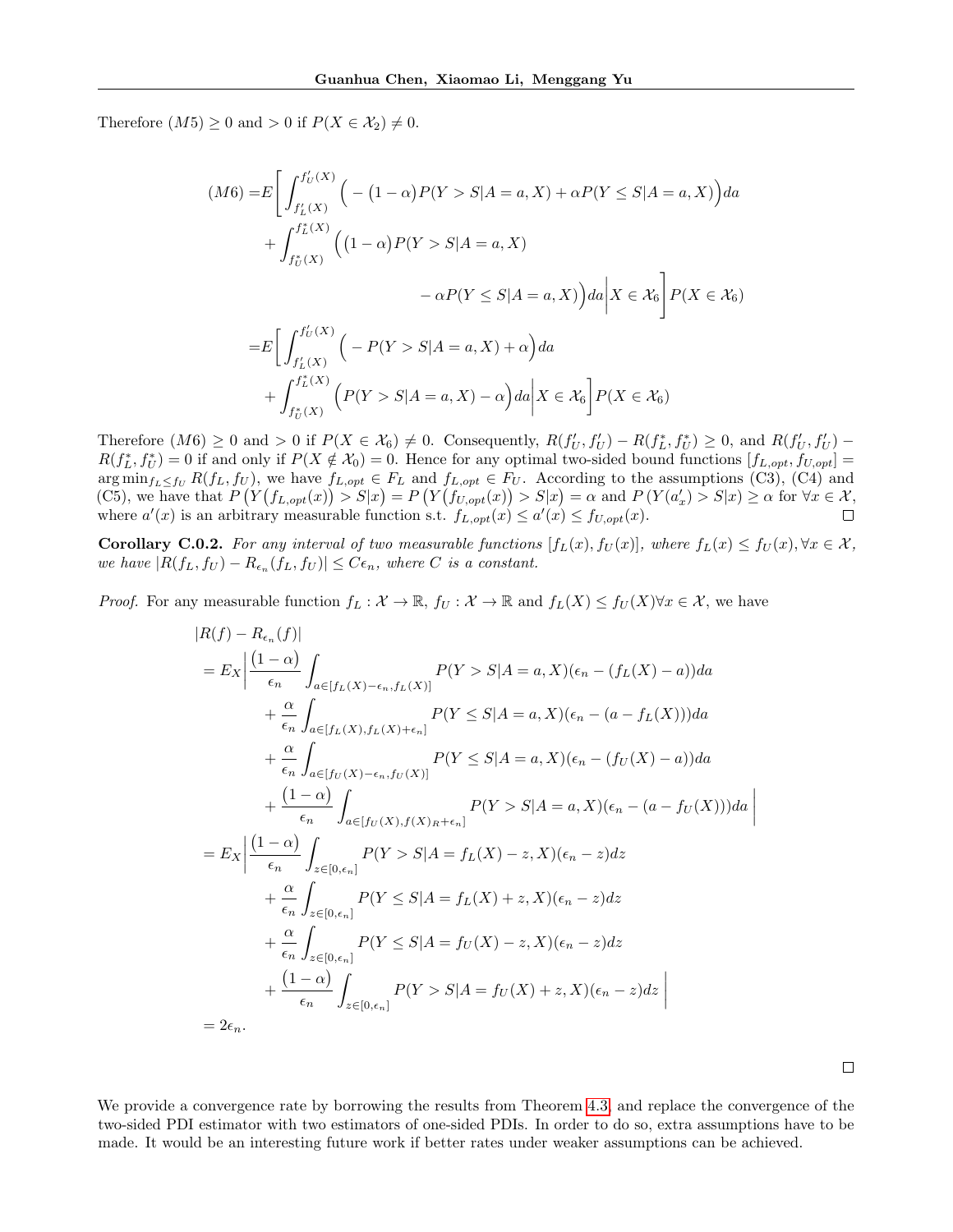Therefore $(M5) \geq 0$ and $> 0$ if $P(X \in \mathcal{X}_2) \neq 0$.

$$
\begin{aligned}
(M6) =& E\bigg[\int_{f_L'(X)}^{f_U'(X)} \Big(-\big(1-\alpha\big)P(Y > S|A=a,X) + \alpha P(Y \leq S|A=a,X)\Big)da \\
&+ \int_{f_U^*(X)}^{f_L^*(X)} \Big(\big(1-\alpha\big)P(Y > S|A=a,X) \\
&\qquad\qquad - \alpha P(Y \leq S|A=a,X)\Big)da \bigg| X \in \mathcal{X}_6\bigg] P(X \in \mathcal{X}_6) \\
=& E\bigg[\int_{f_L'(X)}^{f_U'(X)} \Big(-P(Y > S|A=a,X) + \alpha\Big)da \\
&+ \int_{f_U^*(X)}^{f_L^*(X)} \Big(P(Y > S|A=a,X) - \alpha\Big)da \bigg| X \in \mathcal{X}_6\bigg] P(X \in \mathcal{X}_6)
\end{aligned}
$$

Therefore $(M6) \geq 0$ and $> 0$ if $P(X \in \mathcal{X}_6) \neq 0$. Consequently, $R(f_U', f_U') - R(f_L^*, f_U^*) \geq 0$, and $R(f_U', f_U') - R(f_L^*, f_U^*) = 0$ if and only if $P(X \notin \mathcal{X}_0) = 0$. Hence for any optimal two-sided bound functions $[f_{L,opt}, f_{U,opt}] = \arg\min_{f_L \leq f_U} R(f_L, f_U)$, we have $f_{L,opt} \in F_L$ and $f_{L,opt} \in F_U$. According to the assumptions (C3), (C4) and (C5), we have that $P\left(Y\big(f_{L,opt}(x)\big) > S|x\right) = P\left(Y\big(f_{U,opt}(x)\big) > S|x\right) = \alpha$ and $P\left(Y(a_x') > S|x\right) \geq \alpha$ for $\forall x \in \mathcal{X}$, where $a'(x)$ is an arbitrary measurable function s.t. $f_{L,opt}(x) \leq a'(x) \leq f_{U,opt}(x)$. ∎

**Corollary C.0.2.** *For any interval of two measurable functions $[f_L(x), f_U(x)]$, where $f_L(x) \leq f_U(x), \forall x \in \mathcal{X}$, we have $|R(f_L, f_U) - R_{\epsilon_n}(f_L, f_U)| \leq C\epsilon_n$, where $C$ is a constant.*

*Proof.* For any measurable function $f_L : \mathcal{X} \to \mathbb{R}$, $f_U : \mathcal{X} \to \mathbb{R}$ and $f_L(X) \leq f_U(X) \forall x \in \mathcal{X}$, we have

$$
\begin{aligned}
&|R(f) - R_{\epsilon_n}(f)| \\
&= E_X \bigg| \frac{(1-\alpha)}{\epsilon_n} \int_{a \in [f_L(X)-\epsilon_n, f_L(X)]} P(Y > S|A=a,X)(\epsilon_n - (f_L(X) - a))da \\
&\quad + \frac{\alpha}{\epsilon_n} \int_{a \in [f_L(X), f_L(X)+\epsilon_n]} P(Y \leq S|A=a,X)(\epsilon_n - (a - f_L(X)))da \\
&\quad + \frac{\alpha}{\epsilon_n} \int_{a \in [f_U(X)-\epsilon_n, f_U(X)]} P(Y \leq S|A=a,X)(\epsilon_n - (f_U(X) - a))da \\
&\quad + \frac{(1-\alpha)}{\epsilon_n} \int_{a \in [f_U(X), f(X)_R+\epsilon_n]} P(Y > S|A=a,X)(\epsilon_n - (a - f_U(X)))da \bigg| \\
&= E_X \bigg| \frac{(1-\alpha)}{\epsilon_n} \int_{z \in [0,\epsilon_n]} P(Y > S|A = f_L(X) - z, X)(\epsilon_n - z)dz \\
&\quad + \frac{\alpha}{\epsilon_n} \int_{z \in [0,\epsilon_n]} P(Y \leq S|A = f_L(X) + z, X)(\epsilon_n - z)dz \\
&\quad + \frac{\alpha}{\epsilon_n} \int_{z \in [0,\epsilon_n]} P(Y \leq S|A = f_U(X) - z, X)(\epsilon_n - z)dz \\
&\quad + \frac{(1-\alpha)}{\epsilon_n} \int_{z \in [0,\epsilon_n]} P(Y > S|A = f_U(X) + z, X)(\epsilon_n - z)dz \bigg| \\
&= 2\epsilon_n.
\end{aligned}
$$

∎

We provide a convergence rate by borrowing the results from Theorem 4.3, and replace the convergence of the two-sided PDI estimator with two estimators of one-sided PDIs. In order to do so, extra assumptions have to be made. It would be an interesting future work if better rates under weaker assumptions can be achieved.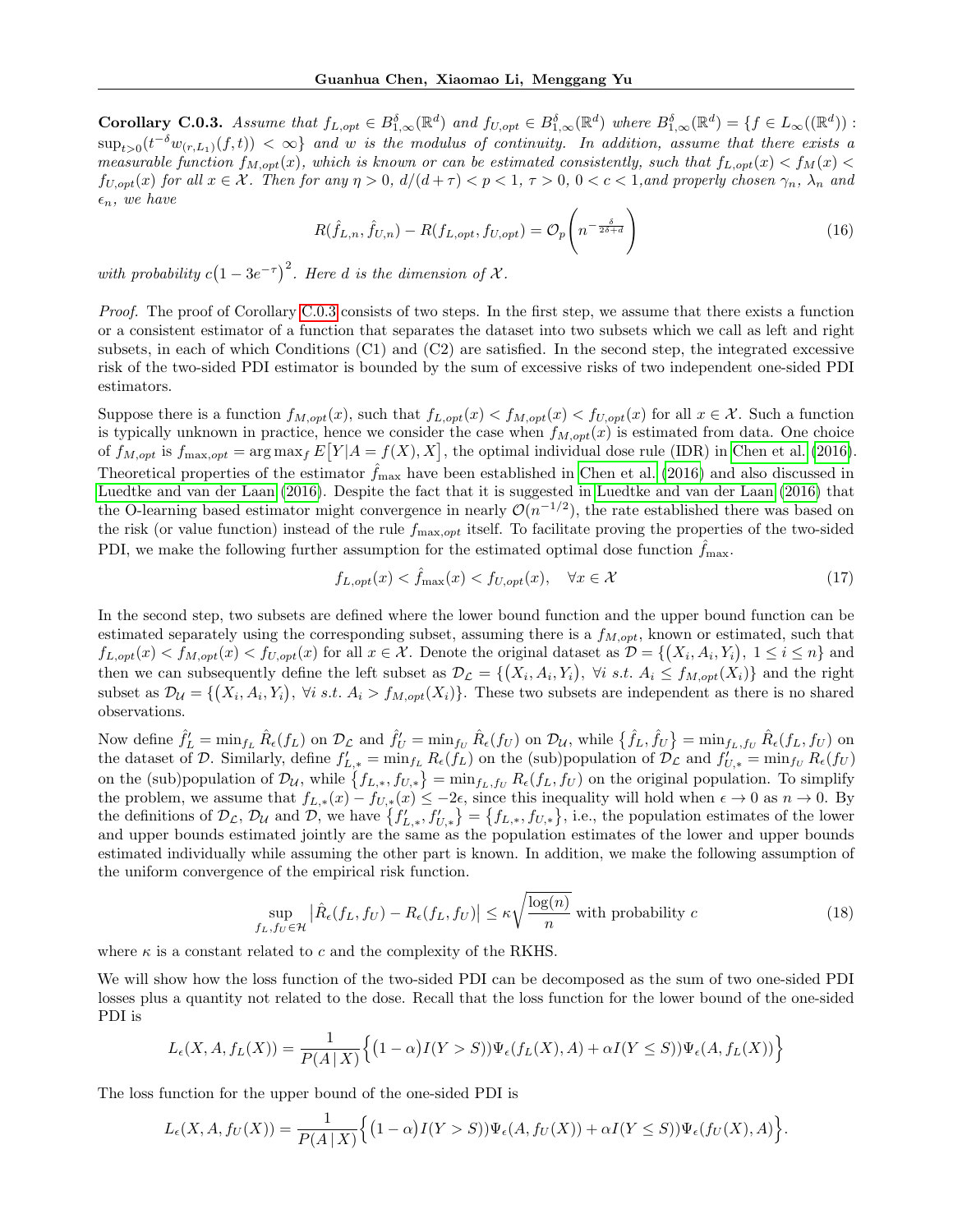**Corollary C.0.3.** *Assume that $f_{L,opt} \in B^{\delta}_{1,\infty}(\mathbb{R}^d)$ and $f_{U,opt} \in B^{\delta}_{1,\infty}(\mathbb{R}^d)$ where $B^{\delta}_{1,\infty}(\mathbb{R}^d) = \{f \in L_\infty((\mathbb{R}^d)) : \sup_{t>0}(t^{-\delta}w_{(r,L_1)}(f,t)) < \infty\}$ and $w$ is the modulus of continuity. In addition, assume that there exists a measurable function $f_{M,opt}(x)$, which is known or can be estimated consistently, such that $f_{L,opt}(x) < f_M(x) < f_{U,opt}(x)$ for all $x \in \mathcal{X}$. Then for any $\eta > 0$, $d/(d+\tau) < p < 1$, $\tau > 0$, $0 < c < 1$,and properly chosen $\gamma_n$, $\lambda_n$ and $\epsilon_n$, we have*

$$R(\hat{f}_{L,n}, \hat{f}_{U,n}) - R(f_{L,opt}, f_{U,opt}) = \mathcal{O}_p\left(n^{-\frac{\delta}{2\delta+d}}\right) \tag{16}$$

*with probability $c\big(1-3e^{-\tau}\big)^2$. Here $d$ is the dimension of $\mathcal{X}$.*

*Proof.* The proof of Corollary C.0.3 consists of two steps. In the first step, we assume that there exists a function or a consistent estimator of a function that separates the dataset into two subsets which we call as left and right subsets, in each of which Conditions (C1) and (C2) are satisfied. In the second step, the integrated excessive risk of the two-sided PDI estimator is bounded by the sum of excessive risks of two independent one-sided PDI estimators.

Suppose there is a function $f_{M,opt}(x)$, such that $f_{L,opt}(x) < f_{M,opt}(x) < f_{U,opt}(x)$ for all $x \in \mathcal{X}$. Such a function is typically unknown in practice, hence we consider the case when $f_{M,opt}(x)$ is estimated from data. One choice of $f_{M,opt}$ is $f_{\max,opt} = \arg\max_f E\big[Y|A = f(X), X\big]$, the optimal individual dose rule (IDR) in Chen et al. (2016). Theoretical properties of the estimator $\hat{f}_{\max}$ have been established in Chen et al. (2016) and also discussed in Luedtke and van der Laan (2016). Despite the fact that it is suggested in Luedtke and van der Laan (2016) that the O-learning based estimator might convergence in nearly $\mathcal{O}(n^{-1/2})$, the rate established there was based on the risk (or value function) instead of the rule $f_{\max,opt}$ itself. To facilitate proving the properties of the two-sided PDI, we make the following further assumption for the estimated optimal dose function $\hat{f}_{\max}$.

$$f_{L,opt}(x) < \hat{f}_{\max}(x) < f_{U,opt}(x), \quad \forall x \in \mathcal{X} \tag{17}$$

In the second step, two subsets are defined where the lower bound function and the upper bound function can be estimated separately using the corresponding subset, assuming there is a $f_{M,opt}$, known or estimated, such that $f_{L,opt}(x) < f_{M,opt}(x) < f_{U,opt}(x)$ for all $x \in \mathcal{X}$. Denote the original dataset as $\mathcal{D} = \{(X_i, A_i, Y_i),\ 1 \le i \le n\}$ and then we can subsequently define the left subset as $\mathcal{D_L} = \{(X_i, A_i, Y_i),\ \forall i\ s.t.\ A_i \le f_{M,opt}(X_i)\}$ and the right subset as $\mathcal{D_U} = \{(X_i, A_i, Y_i),\ \forall i\ s.t.\ A_i > f_{M,opt}(X_i)\}$. These two subsets are independent as there is no shared observations.

Now define $\hat{f}'_L = \min_{f_L} \hat{R}_\epsilon(f_L)$ on $\mathcal{D_L}$ and $\hat{f}'_U = \min_{f_U} \hat{R}_\epsilon(f_U)$ on $\mathcal{D_U}$, while $\{\hat{f}_L, \hat{f}_U\} = \min_{f_L, f_U} \hat{R}_\epsilon(f_L, f_U)$ on the dataset of $\mathcal{D}$. Similarly, define $f'_{L,*} = \min_{f_L} R_\epsilon(f_L)$ on the (sub)population of $\mathcal{D_L}$ and $f'_{U,*} = \min_{f_U} R_\epsilon(f_U)$ on the (sub)population of $\mathcal{D_U}$, while $\{f_{L,*}, f_{U,*}\} = \min_{f_L, f_U} R_\epsilon(f_L, f_U)$ on the original population. To simplify the problem, we assume that $f_{L,*}(x) - f_{U,*}(x) \le -2\epsilon$, since this inequality will hold when $\epsilon \to 0$ as $n \to 0$. By the definitions of $\mathcal{D_L}$, $\mathcal{D_U}$ and $\mathcal{D}$, we have $\{f'_{L,*}, f'_{U,*}\} = \{f_{L,*}, f_{U,*}\}$, i.e., the population estimates of the lower and upper bounds estimated jointly are the same as the population estimates of the lower and upper bounds estimated individually while assuming the other part is known. In addition, we make the following assumption of the uniform convergence of the empirical risk function.

$$\sup_{f_L, f_U \in \mathcal{H}} \big|\hat{R}_\epsilon(f_L, f_U) - R_\epsilon(f_L, f_U)\big| \le \kappa\sqrt{\frac{\log(n)}{n}} \text{ with probability } c \tag{18}$$

where $\kappa$ is a constant related to $c$ and the complexity of the RKHS.

We will show how the loss function of the two-sided PDI can be decomposed as the sum of two one-sided PDI losses plus a quantity not related to the dose. Recall that the loss function for the lower bound of the one-sided PDI is

$$L_\epsilon(X, A, f_L(X)) = \frac{1}{P(A\,|\,X)}\Big\{\big(1-\alpha\big)I(Y > S))\Psi_\epsilon(f_L(X), A) + \alpha I(Y \le S))\Psi_\epsilon(A, f_L(X))\Big\}$$

The loss function for the upper bound of the one-sided PDI is

$$L_\epsilon(X, A, f_U(X)) = \frac{1}{P(A\,|\,X)}\Big\{\big(1-\alpha\big)I(Y > S))\Psi_\epsilon(A, f_U(X)) + \alpha I(Y \le S))\Psi_\epsilon(f_U(X), A)\Big\}.$$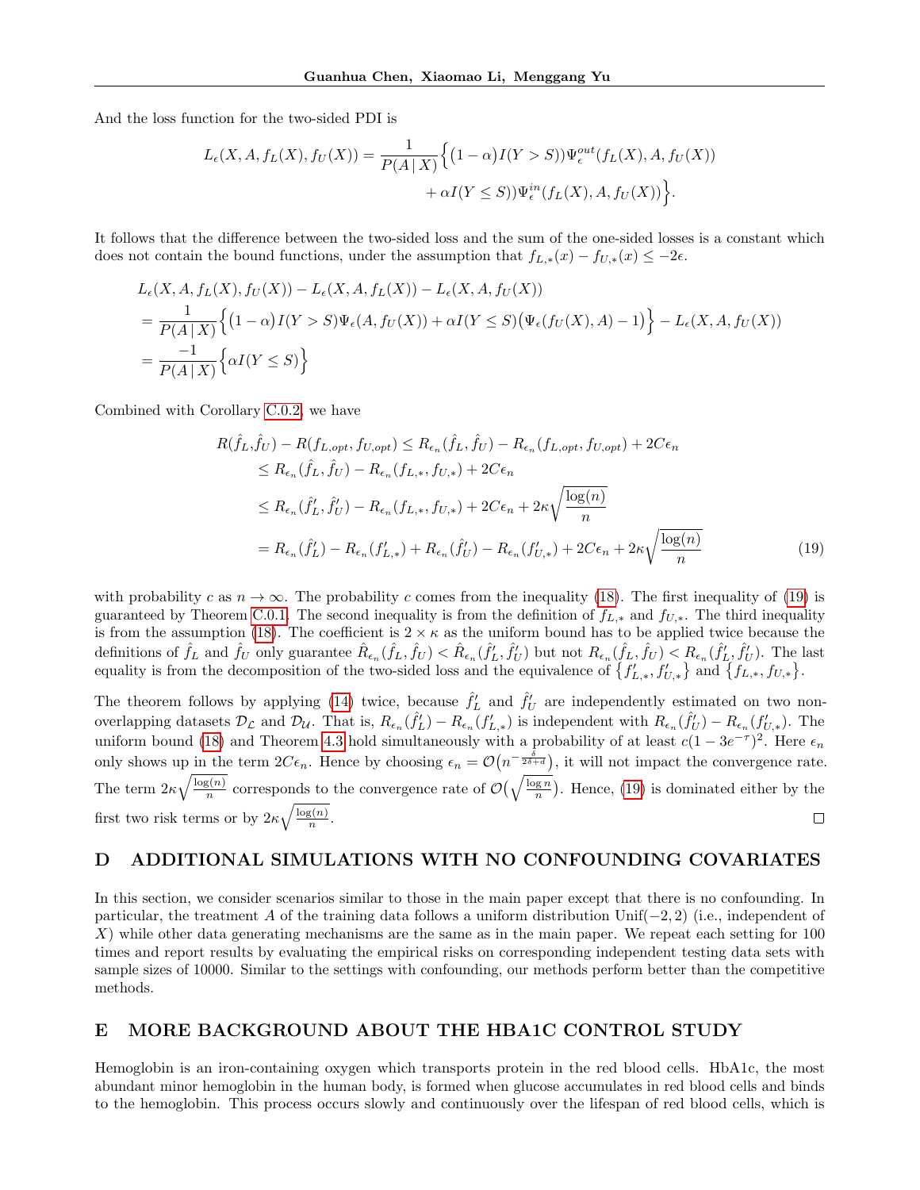And the loss function for the two-sided PDI is

$$L_\epsilon(X, A, f_L(X), f_U(X)) = \frac{1}{P(A\,|\,X)}\Big\{\big(1-\alpha\big)I(Y > S)\big)\Psi_\epsilon^{out}(f_L(X), A, f_U(X)) \\ + \alpha I(Y \leq S))\Psi_\epsilon^{in}(f_L(X), A, f_U(X))\Big\}.$$

It follows that the difference between the two-sided loss and the sum of the one-sided losses is a constant which does not contain the bound functions, under the assumption that $f_{L,*}(x) - f_{U,*}(x) \leq -2\epsilon$.

$$\begin{aligned}
&L_\epsilon(X, A, f_L(X), f_U(X)) - L_\epsilon(X, A, f_L(X)) - L_\epsilon(X, A, f_U(X)) \\
&= \frac{1}{P(A\,|\,X)}\Big\{\big(1-\alpha\big)I(Y > S)\Psi_\epsilon(A, f_U(X)) + \alpha I(Y \leq S)\big(\Psi_\epsilon(f_U(X), A) - 1\big)\Big\} - L_\epsilon(X, A, f_U(X)) \\
&= \frac{-1}{P(A\,|\,X)}\Big\{\alpha I(Y \leq S)\Big\}
\end{aligned}$$

Combined with Corollary C.0.2, we have

$$\begin{aligned}
R(\hat{f}_L, \hat{f}_U) - R(f_{L,opt}, f_{U,opt}) &\leq R_{\epsilon_n}(\hat{f}_L, \hat{f}_U) - R_{\epsilon_n}(f_{L,opt}, f_{U,opt}) + 2C\epsilon_n \\
&\leq R_{\epsilon_n}(\hat{f}_L, \hat{f}_U) - R_{\epsilon_n}(f_{L,*}, f_{U,*}) + 2C\epsilon_n \\
&\leq R_{\epsilon_n}(\hat{f}'_L, \hat{f}'_U) - R_{\epsilon_n}(f_{L,*}, f_{U,*}) + 2C\epsilon_n + 2\kappa\sqrt{\frac{\log(n)}{n}} \\
&= R_{\epsilon_n}(\hat{f}'_L) - R_{\epsilon_n}(f'_{L,*}) + R_{\epsilon_n}(\hat{f}'_U) - R_{\epsilon_n}(f'_{U,*}) + 2C\epsilon_n + 2\kappa\sqrt{\frac{\log(n)}{n}} \qquad (19)
\end{aligned}$$

with probability $c$ as $n \to \infty$. The probability $c$ comes from the inequality (18). The first inequality of (19) is guaranteed by Theorem C.0.1. The second inequality is from the definition of $f_{L,*}$ and $f_{U,*}$. The third inequality is from the assumption (18). The coefficient is $2 \times \kappa$ as the uniform bound has to be applied twice because the definitions of $\hat{f}_L$ and $\hat{f}_U$ only guarantee $\hat{R}_{\epsilon_n}(\hat{f}_L, \hat{f}_U) < \hat{R}_{\epsilon_n}(\hat{f}'_L, \hat{f}'_U)$ but not $R_{\epsilon_n}(\hat{f}_L, \hat{f}_U) < R_{\epsilon_n}(\hat{f}'_L, \hat{f}'_U)$. The last equality is from the decomposition of the two-sided loss and the equivalence of $\{f'_{L,*}, f'_{U,*}\}$ and $\{f_{L,*}, f_{U,*}\}$.

The theorem follows by applying (14) twice, because $\hat{f}'_L$ and $\hat{f}'_U$ are independently estimated on two non-overlapping datasets $\mathcal{D_L}$ and $\mathcal{D_U}$. That is, $R_{\epsilon_n}(\hat{f}'_L) - R_{\epsilon_n}(f'_{L,*})$ is independent with $R_{\epsilon_n}(\hat{f}'_U) - R_{\epsilon_n}(f'_{U,*})$. The uniform bound (18) and Theorem 4.3 hold simultaneously with a probability of at least $c(1 - 3e^{-\tau})^2$. Here $\epsilon_n$ only shows up in the term $2C\epsilon_n$. Hence by choosing $\epsilon_n = \mathcal{O}\big(n^{-\frac{\delta}{2\delta+d}}\big)$, it will not impact the convergence rate. The term $2\kappa\sqrt{\frac{\log(n)}{n}}$ corresponds to the convergence rate of $\mathcal{O}\big(\sqrt{\frac{\log n}{n}}\big)$. Hence, (19) is dominated either by the first two risk terms or by $2\kappa\sqrt{\frac{\log(n)}{n}}$. □

# D ADDITIONAL SIMULATIONS WITH NO CONFOUNDING COVARIATES

In this section, we consider scenarios similar to those in the main paper except that there is no confounding. In particular, the treatment $A$ of the training data follows a uniform distribution Unif$(-2, 2)$ (i.e., independent of $X$) while other data generating mechanisms are the same as in the main paper. We repeat each setting for 100 times and report results by evaluating the empirical risks on corresponding independent testing data sets with sample sizes of 10000. Similar to the settings with confounding, our methods perform better than the competitive methods.

# E MORE BACKGROUND ABOUT THE HBA1C CONTROL STUDY

Hemoglobin is an iron-containing oxygen which transports protein in the red blood cells. HbA1c, the most abundant minor hemoglobin in the human body, is formed when glucose accumulates in red blood cells and binds to the hemoglobin. This process occurs slowly and continuously over the lifespan of red blood cells, which is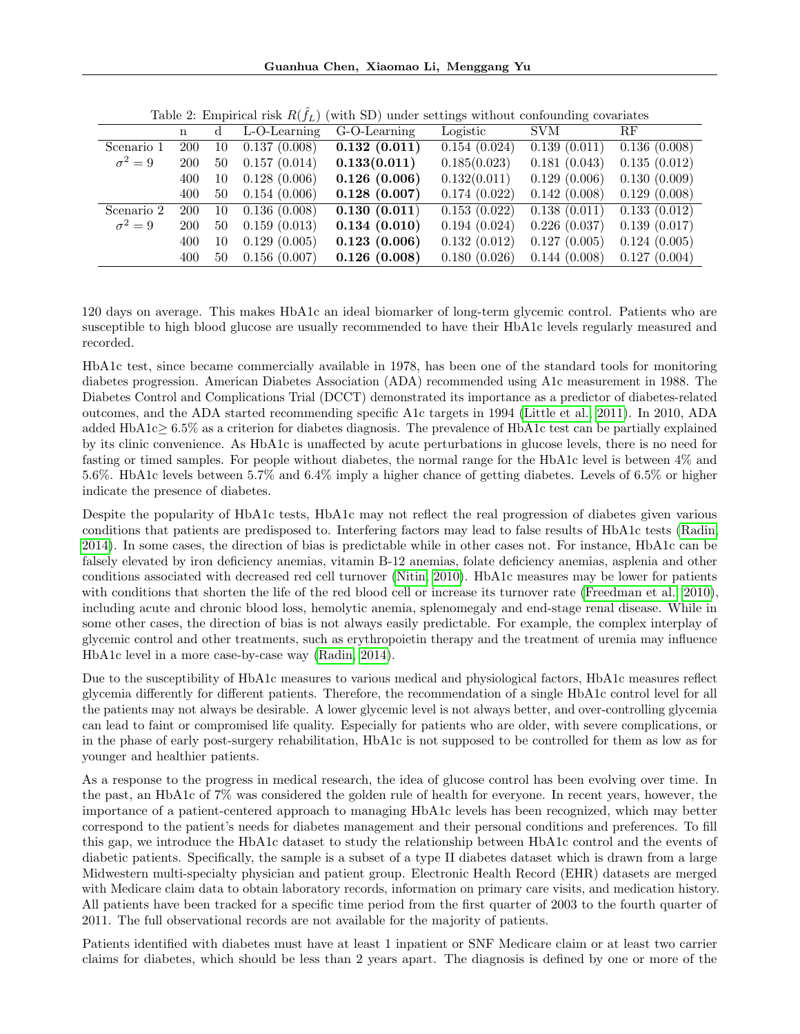Table 2: Empirical risk $R(\hat{f}_L)$ (with SD) under settings without confounding covariates

| | n | d | L-O-Learning | G-O-Learning | Logistic | SVM | RF |
|---|---|---|---|---|---|---|---|
| Scenario 1 | 200 | 10 | 0.137 (0.008) | **0.132 (0.011)** | 0.154 (0.024) | 0.139 (0.011) | 0.136 (0.008) |
| $\sigma^2 = 9$ | 200 | 50 | 0.157 (0.014) | **0.133(0.011)** | 0.185(0.023) | 0.181 (0.043) | 0.135 (0.012) |
| | 400 | 10 | 0.128 (0.006) | **0.126 (0.006)** | 0.132(0.011) | 0.129 (0.006) | 0.130 (0.009) |
| | 400 | 50 | 0.154 (0.006) | **0.128 (0.007)** | 0.174 (0.022) | 0.142 (0.008) | 0.129 (0.008) |
| Scenario 2 | 200 | 10 | 0.136 (0.008) | **0.130 (0.011)** | 0.153 (0.022) | 0.138 (0.011) | 0.133 (0.012) |
| $\sigma^2 = 9$ | 200 | 50 | 0.159 (0.013) | **0.134 (0.010)** | 0.194 (0.024) | 0.226 (0.037) | 0.139 (0.017) |
| | 400 | 10 | 0.129 (0.005) | **0.123 (0.006)** | 0.132 (0.012) | 0.127 (0.005) | 0.124 (0.005) |
| | 400 | 50 | 0.156 (0.007) | **0.126 (0.008)** | 0.180 (0.026) | 0.144 (0.008) | 0.127 (0.004) |

120 days on average. This makes HbA1c an ideal biomarker of long-term glycemic control. Patients who are susceptible to high blood glucose are usually recommended to have their HbA1c levels regularly measured and recorded.

HbA1c test, since became commercially available in 1978, has been one of the standard tools for monitoring diabetes progression. American Diabetes Association (ADA) recommended using A1c measurement in 1988. The Diabetes Control and Complications Trial (DCCT) demonstrated its importance as a predictor of diabetes-related outcomes, and the ADA started recommending specific A1c targets in 1994 (Little et al., 2011). In 2010, ADA added HbA1c$\geq$ 6.5% as a criterion for diabetes diagnosis. The prevalence of HbA1c test can be partially explained by its clinic convenience. As HbA1c is unaffected by acute perturbations in glucose levels, there is no need for fasting or timed samples. For people without diabetes, the normal range for the HbA1c level is between 4% and 5.6%. HbA1c levels between 5.7% and 6.4% imply a higher chance of getting diabetes. Levels of 6.5% or higher indicate the presence of diabetes.

Despite the popularity of HbA1c tests, HbA1c may not reflect the real progression of diabetes given various conditions that patients are predisposed to. Interfering factors may lead to false results of HbA1c tests (Radin, 2014). In some cases, the direction of bias is predictable while in other cases not. For instance, HbA1c can be falsely elevated by iron deficiency anemias, vitamin B-12 anemias, folate deficiency anemias, asplenia and other conditions associated with decreased red cell turnover (Nitin, 2010). HbA1c measures may be lower for patients with conditions that shorten the life of the red blood cell or increase its turnover rate (Freedman et al., 2010), including acute and chronic blood loss, hemolytic anemia, splenomegaly and end-stage renal disease. While in some other cases, the direction of bias is not always easily predictable. For example, the complex interplay of glycemic control and other treatments, such as erythropoietin therapy and the treatment of uremia may influence HbA1c level in a more case-by-case way (Radin, 2014).

Due to the susceptibility of HbA1c measures to various medical and physiological factors, HbA1c measures reflect glycemia differently for different patients. Therefore, the recommendation of a single HbA1c control level for all the patients may not always be desirable. A lower glycemic level is not always better, and over-controlling glycemia can lead to faint or compromised life quality. Especially for patients who are older, with severe complications, or in the phase of early post-surgery rehabilitation, HbA1c is not supposed to be controlled for them as low as for younger and healthier patients.

As a response to the progress in medical research, the idea of glucose control has been evolving over time. In the past, an HbA1c of 7% was considered the golden rule of health for everyone. In recent years, however, the importance of a patient-centered approach to managing HbA1c levels has been recognized, which may better correspond to the patient's needs for diabetes management and their personal conditions and preferences. To fill this gap, we introduce the HbA1c dataset to study the relationship between HbA1c control and the events of diabetic patients. Specifically, the sample is a subset of a type II diabetes dataset which is drawn from a large Midwestern multi-specialty physician and patient group. Electronic Health Record (EHR) datasets are merged with Medicare claim data to obtain laboratory records, information on primary care visits, and medication history. All patients have been tracked for a specific time period from the first quarter of 2003 to the fourth quarter of 2011. The full observational records are not available for the majority of patients.

Patients identified with diabetes must have at least 1 inpatient or SNF Medicare claim or at least two carrier claims for diabetes, which should be less than 2 years apart. The diagnosis is defined by one or more of the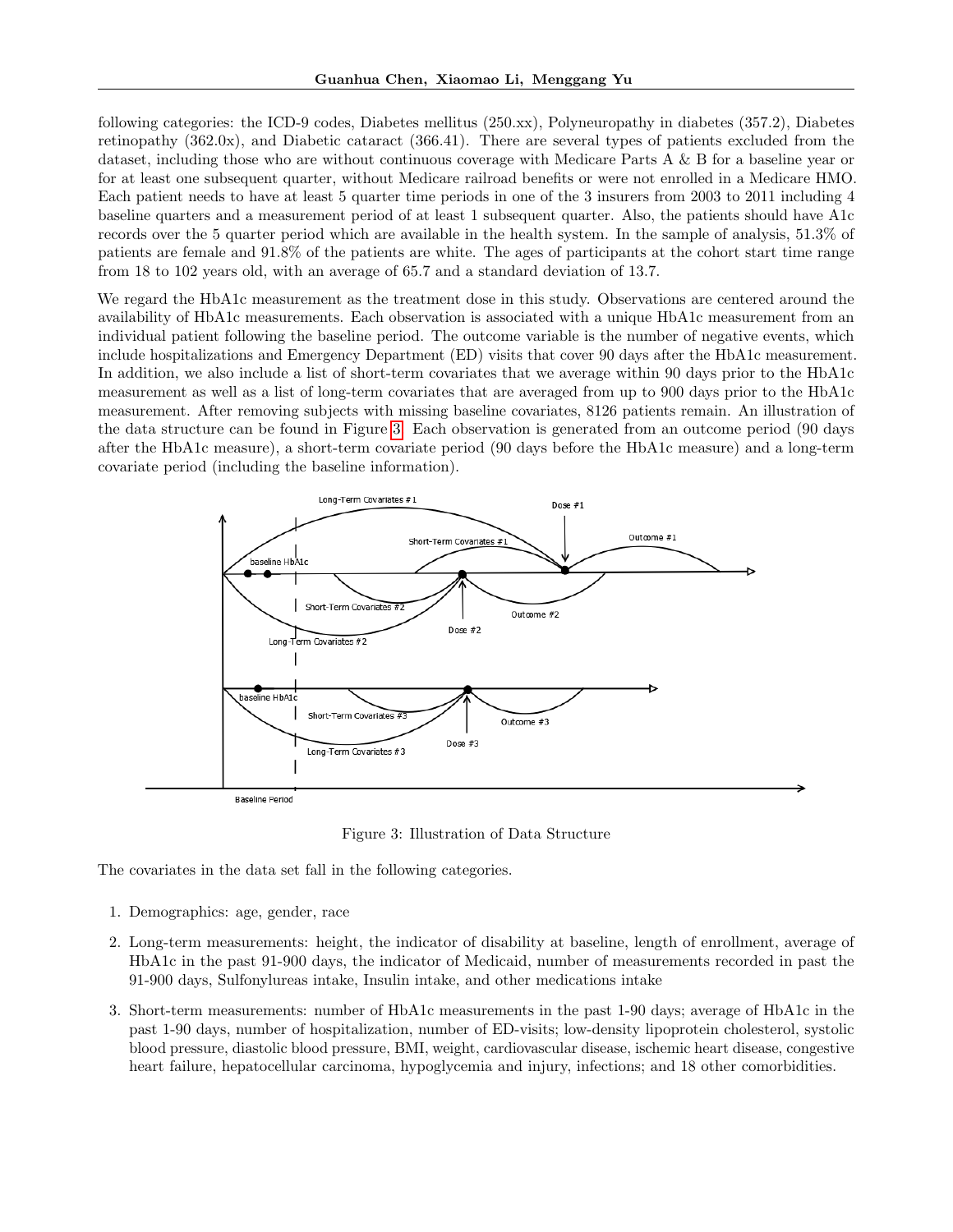following categories: the ICD-9 codes, Diabetes mellitus (250.xx), Polyneuropathy in diabetes (357.2), Diabetes retinopathy (362.0x), and Diabetic cataract (366.41). There are several types of patients excluded from the dataset, including those who are without continuous coverage with Medicare Parts A & B for a baseline year or for at least one subsequent quarter, without Medicare railroad benefits or were not enrolled in a Medicare HMO. Each patient needs to have at least 5 quarter time periods in one of the 3 insurers from 2003 to 2011 including 4 baseline quarters and a measurement period of at least 1 subsequent quarter. Also, the patients should have A1c records over the 5 quarter period which are available in the health system. In the sample of analysis, 51.3% of patients are female and 91.8% of the patients are white. The ages of participants at the cohort start time range from 18 to 102 years old, with an average of 65.7 and a standard deviation of 13.7.

We regard the HbA1c measurement as the treatment dose in this study. Observations are centered around the availability of HbA1c measurements. Each observation is associated with a unique HbA1c measurement from an individual patient following the baseline period. The outcome variable is the number of negative events, which include hospitalizations and Emergency Department (ED) visits that cover 90 days after the HbA1c measurement. In addition, we also include a list of short-term covariates that we average within 90 days prior to the HbA1c measurement as well as a list of long-term covariates that are averaged from up to 900 days prior to the HbA1c measurement. After removing subjects with missing baseline covariates, 8126 patients remain. An illustration of the data structure can be found in Figure 3. Each observation is generated from an outcome period (90 days after the HbA1c measure), a short-term covariate period (90 days before the HbA1c measure) and a long-term covariate period (including the baseline information).

Long-Term Covariates #1
Dose #1
Short-Term Covariates #1
Outcome #1
baseline HbA1c
Short-Term Covariates #2
Outcome #2
Dose #2
Long-Term Covariates #2
baseline HbA1c
Short-Term Covariates #3
Outcome #3
Dose #3
Long-Term Covariates #3
Baseline Period

Figure 3: Illustration of Data Structure

The covariates in the data set fall in the following categories.

1. Demographics: age, gender, race
2. Long-term measurements: height, the indicator of disability at baseline, length of enrollment, average of HbA1c in the past 91-900 days, the indicator of Medicaid, number of measurements recorded in past the 91-900 days, Sulfonylureas intake, Insulin intake, and other medications intake
3. Short-term measurements: number of HbA1c measurements in the past 1-90 days; average of HbA1c in the past 1-90 days, number of hospitalization, number of ED-visits; low-density lipoprotein cholesterol, systolic blood pressure, diastolic blood pressure, BMI, weight, cardiovascular disease, ischemic heart disease, congestive heart failure, hepatocellular carcinoma, hypoglycemia and injury, infections; and 18 other comorbidities.